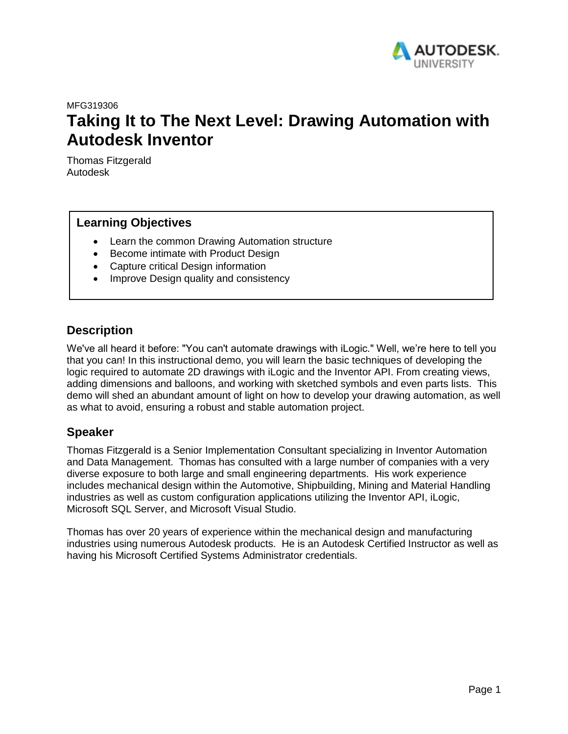MFG319306

# Taking It to The Next Level: Drawing Automation with Autodesk Inventor

Thomas Fitzgerald
Autodesk

## Learning Objectives

- Learn the common Drawing Automation structure
- Become intimate with Product Design
- Capture critical Design information
- Improve Design quality and consistency

## Description

We've all heard it before: "You can't automate drawings with iLogic." Well, we're here to tell you that you can! In this instructional demo, you will learn the basic techniques of developing the logic required to automate 2D drawings with iLogic and the Inventor API. From creating views, adding dimensions and balloons, and working with sketched symbols and even parts lists. This demo will shed an abundant amount of light on how to develop your drawing automation, as well as what to avoid, ensuring a robust and stable automation project.

## Speaker

Thomas Fitzgerald is a Senior Implementation Consultant specializing in Inventor Automation and Data Management. Thomas has consulted with a large number of companies with a very diverse exposure to both large and small engineering departments. His work experience includes mechanical design within the Automotive, Shipbuilding, Mining and Material Handling industries as well as custom configuration applications utilizing the Inventor API, iLogic, Microsoft SQL Server, and Microsoft Visual Studio.

Thomas has over 20 years of experience within the mechanical design and manufacturing industries using numerous Autodesk products. He is an Autodesk Certified Instructor as well as having his Microsoft Certified Systems Administrator credentials.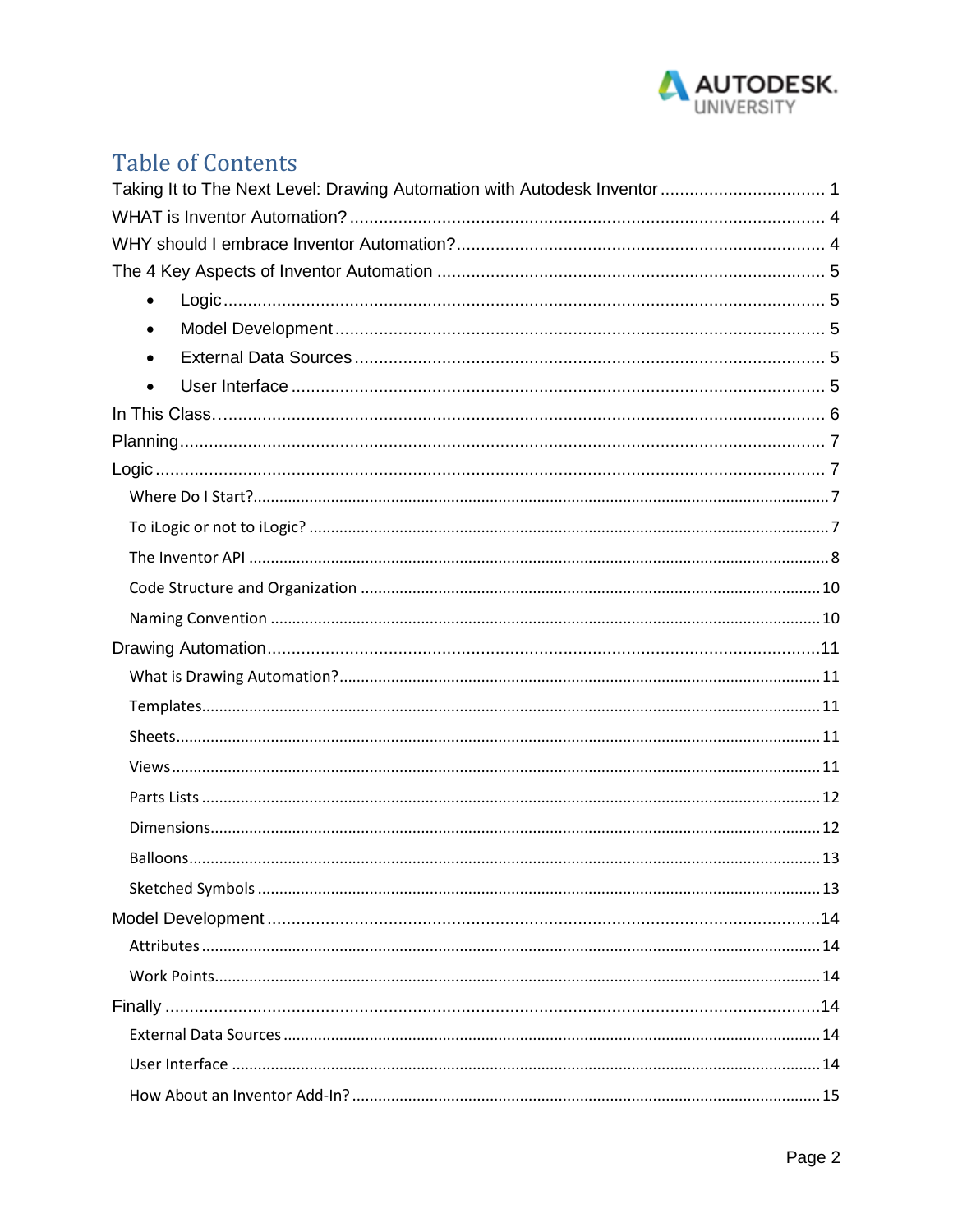# Table of Contents

Taking It to The Next Level: Drawing Automation with Autodesk Inventor .................................. 1

WHAT is Inventor Automation? ................................................................................................. 4

WHY should I embrace Inventor Automation? ............................................................................ 4

The 4 Key Aspects of Inventor Automation ................................................................................ 5

- Logic ........................................................................................................................... 5
- Model Development ..................................................................................................... 5
- External Data Sources ................................................................................................. 5
- User Interface ............................................................................................................. 5

In This Class… ........................................................................................................................... 6

Planning ..................................................................................................................................... 7

Logic .......................................................................................................................................... 7

- Where Do I Start? ........................................................................................................... 7
- To iLogic or not to iLogic? .............................................................................................. 7
- The Inventor API ............................................................................................................ 8
- Code Structure and Organization .................................................................................. 10
- Naming Convention ...................................................................................................... 10

Drawing Automation ................................................................................................................. 11

- What is Drawing Automation? ........................................................................................ 11
- Templates ...................................................................................................................... 11
- Sheets ........................................................................................................................... 11
- Views ............................................................................................................................. 11
- Parts Lists ..................................................................................................................... 12
- Dimensions .................................................................................................................... 12
- Balloons ......................................................................................................................... 13
- Sketched Symbols .......................................................................................................... 13

Model Development .................................................................................................................. 14

- Attributes ....................................................................................................................... 14
- Work Points .................................................................................................................... 14

Finally ........................................................................................................................................ 14

- External Data Sources .................................................................................................... 14
- User Interface ................................................................................................................. 14
- How About an Inventor Add-In? ...................................................................................... 15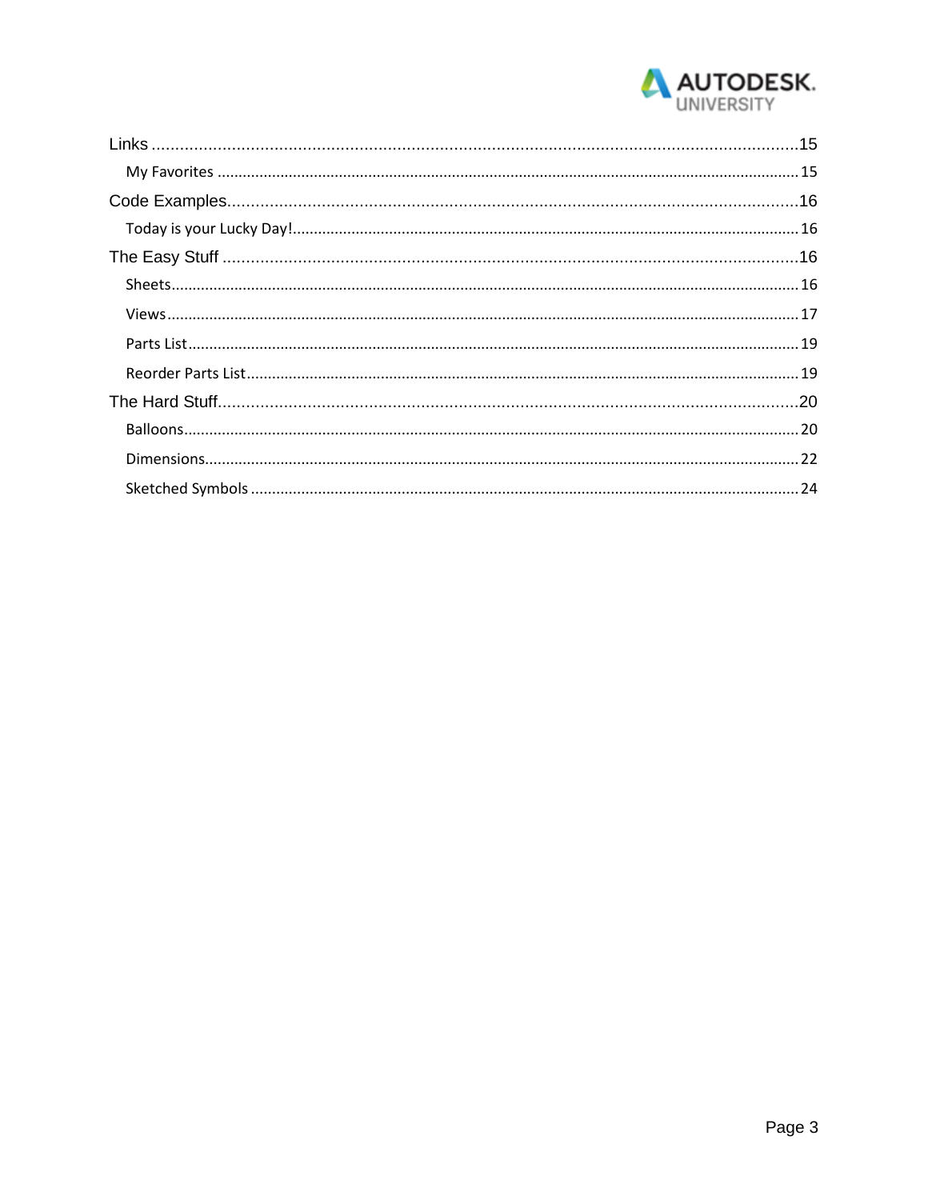Links ..... 15

- My Favorites ..... 15

Code Examples ..... 16

- Today is your Lucky Day! ..... 16

The Easy Stuff ..... 16

- Sheets ..... 16
- Views ..... 17
- Parts List ..... 19
- Reorder Parts List ..... 19

The Hard Stuff ..... 20

- Balloons ..... 20
- Dimensions ..... 22
- Sketched Symbols ..... 24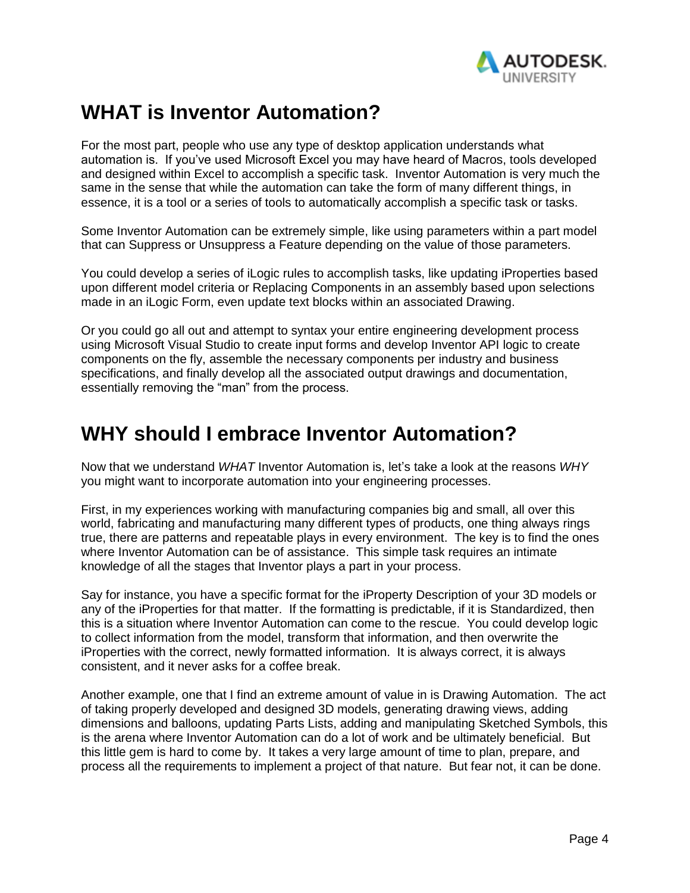# WHAT is Inventor Automation?

For the most part, people who use any type of desktop application understands what automation is. If you've used Microsoft Excel you may have heard of Macros, tools developed and designed within Excel to accomplish a specific task. Inventor Automation is very much the same in the sense that while the automation can take the form of many different things, in essence, it is a tool or a series of tools to automatically accomplish a specific task or tasks.

Some Inventor Automation can be extremely simple, like using parameters within a part model that can Suppress or Unsuppress a Feature depending on the value of those parameters.

You could develop a series of iLogic rules to accomplish tasks, like updating iProperties based upon different model criteria or Replacing Components in an assembly based upon selections made in an iLogic Form, even update text blocks within an associated Drawing.

Or you could go all out and attempt to syntax your entire engineering development process using Microsoft Visual Studio to create input forms and develop Inventor API logic to create components on the fly, assemble the necessary components per industry and business specifications, and finally develop all the associated output drawings and documentation, essentially removing the "man" from the process.

# WHY should I embrace Inventor Automation?

Now that we understand *WHAT* Inventor Automation is, let's take a look at the reasons *WHY* you might want to incorporate automation into your engineering processes.

First, in my experiences working with manufacturing companies big and small, all over this world, fabricating and manufacturing many different types of products, one thing always rings true, there are patterns and repeatable plays in every environment. The key is to find the ones where Inventor Automation can be of assistance. This simple task requires an intimate knowledge of all the stages that Inventor plays a part in your process.

Say for instance, you have a specific format for the iProperty Description of your 3D models or any of the iProperties for that matter. If the formatting is predictable, if it is Standardized, then this is a situation where Inventor Automation can come to the rescue. You could develop logic to collect information from the model, transform that information, and then overwrite the iProperties with the correct, newly formatted information. It is always correct, it is always consistent, and it never asks for a coffee break.

Another example, one that I find an extreme amount of value in is Drawing Automation. The act of taking properly developed and designed 3D models, generating drawing views, adding dimensions and balloons, updating Parts Lists, adding and manipulating Sketched Symbols, this is the arena where Inventor Automation can do a lot of work and be ultimately beneficial. But this little gem is hard to come by. It takes a very large amount of time to plan, prepare, and process all the requirements to implement a project of that nature. But fear not, it can be done.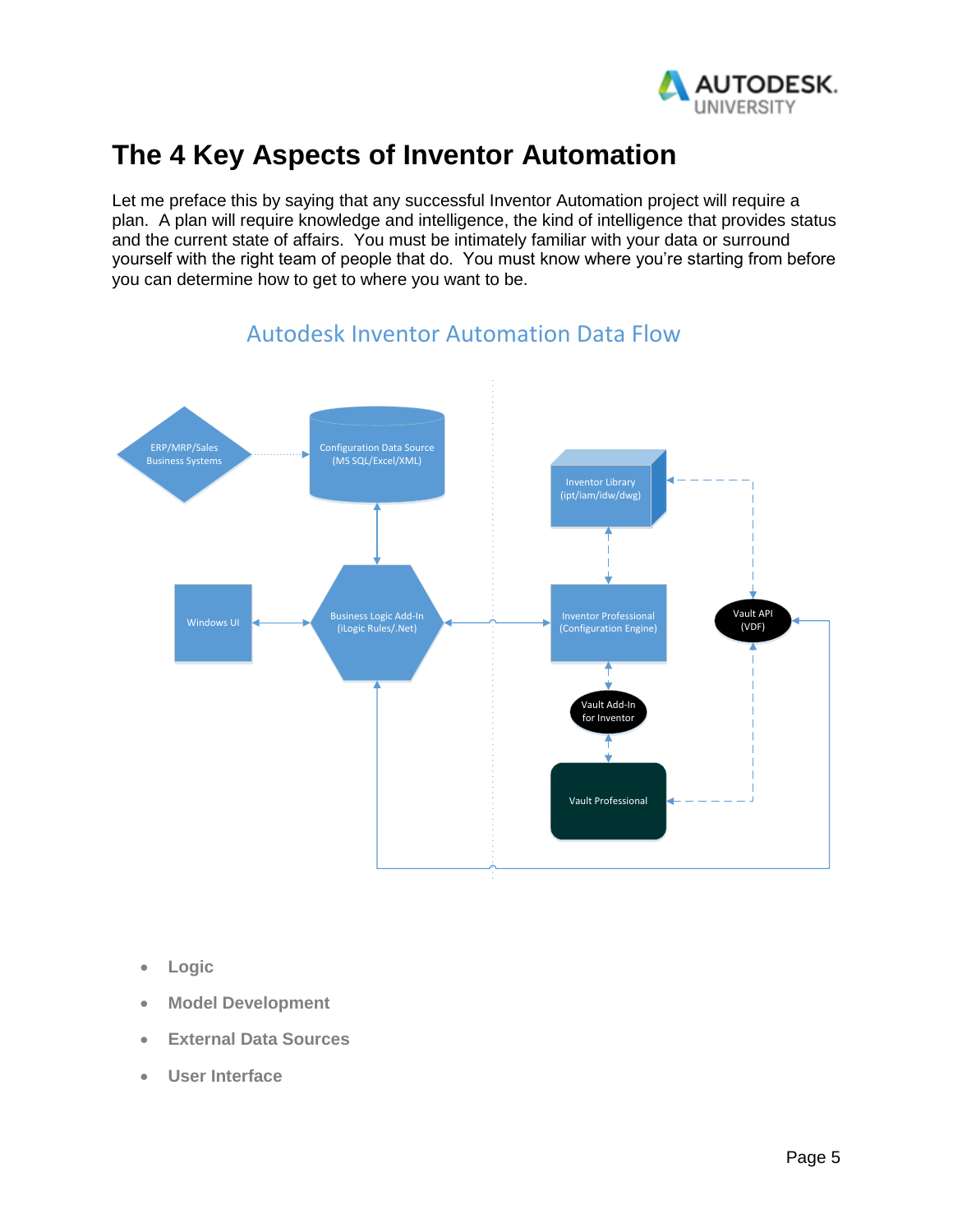# The 4 Key Aspects of Inventor Automation

Let me preface this by saying that any successful Inventor Automation project will require a plan. A plan will require knowledge and intelligence, the kind of intelligence that provides status and the current state of affairs. You must be intimately familiar with your data or surround yourself with the right team of people that do. You must know where you're starting from before you can determine how to get to where you want to be.

Autodesk Inventor Automation Data Flow

ERP/MRP/Sales Business Systems

Configuration Data Source (MS SQL/Excel/XML)

Inventor Library (ipt/iam/idw/dwg)

Windows UI

Business Logic Add-In (iLogic Rules/.Net)

Inventor Professional (Configuration Engine)

Vault API (VDF)

Vault Add-In for Inventor

Vault Professional

- **Logic**
- **Model Development**
- **External Data Sources**
- **User Interface**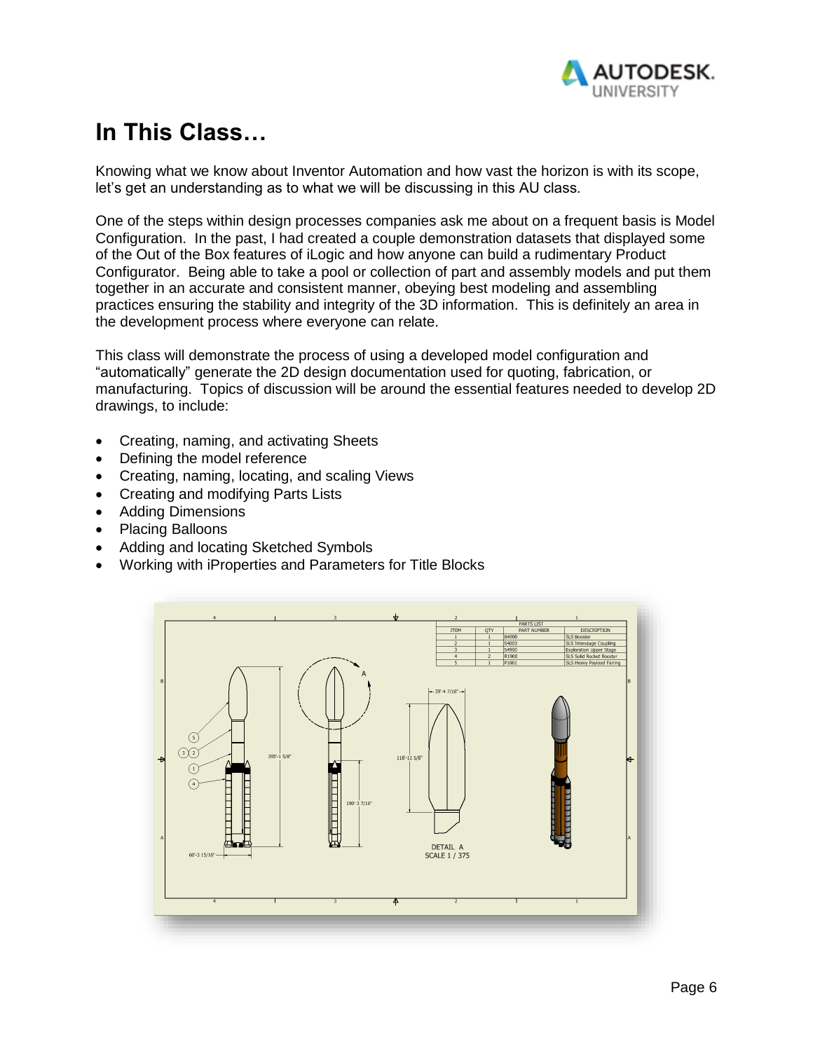# In This Class…

Knowing what we know about Inventor Automation and how vast the horizon is with its scope, let's get an understanding as to what we will be discussing in this AU class.

One of the steps within design processes companies ask me about on a frequent basis is Model Configuration. In the past, I had created a couple demonstration datasets that displayed some of the Out of the Box features of iLogic and how anyone can build a rudimentary Product Configurator. Being able to take a pool or collection of part and assembly models and put them together in an accurate and consistent manner, obeying best modeling and assembling practices ensuring the stability and integrity of the 3D information. This is definitely an area in the development process where everyone can relate.

This class will demonstrate the process of using a developed model configuration and "automatically" generate the 2D design documentation used for quoting, fabrication, or manufacturing. Topics of discussion will be around the essential features needed to develop 2D drawings, to include:

- Creating, naming, and activating Sheets
- Defining the model reference
- Creating, naming, locating, and scaling Views
- Creating and modifying Parts Lists
- Adding Dimensions
- Placing Balloons
- Adding and locating Sketched Symbols
- Working with iProperties and Parameters for Title Blocks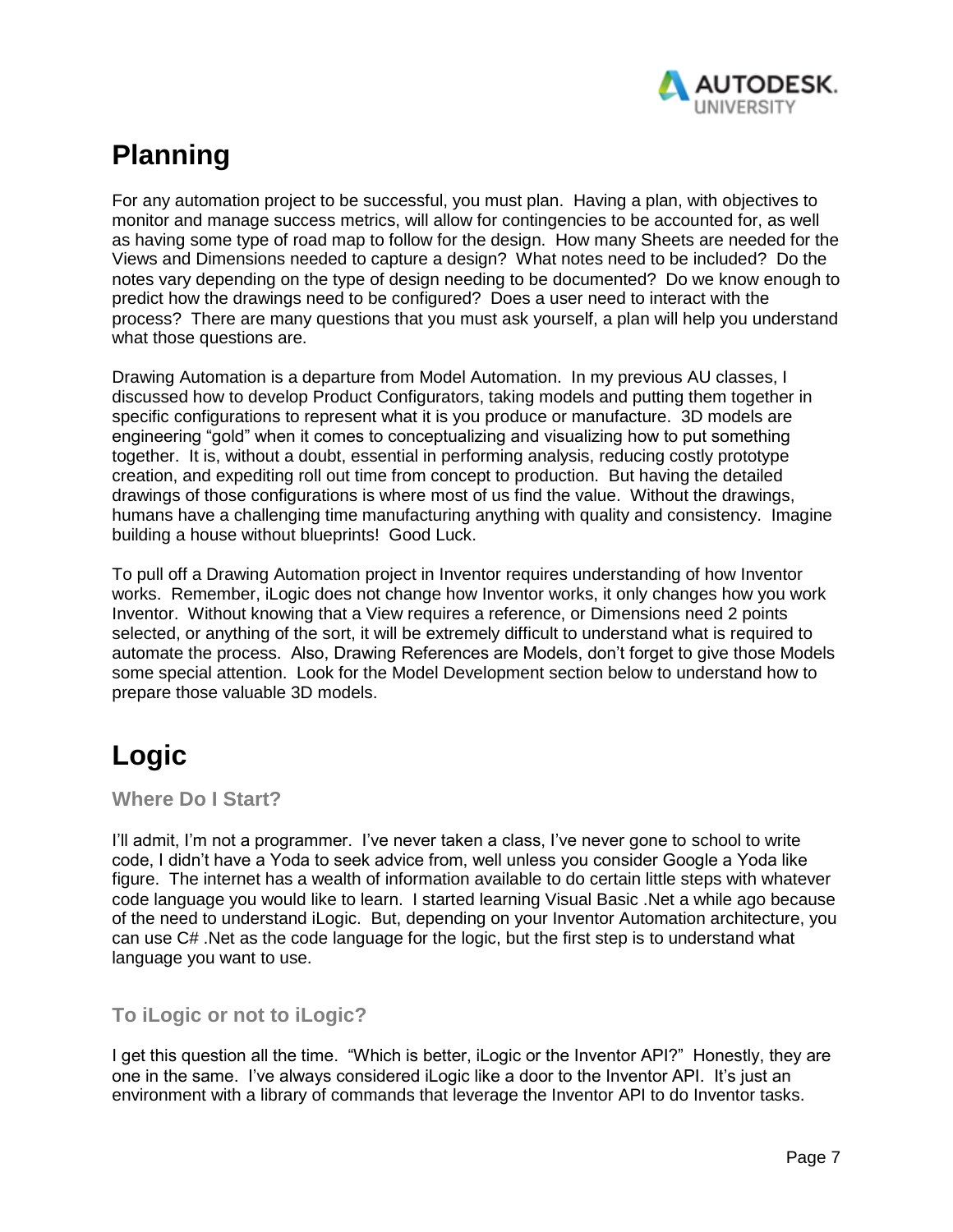# Planning

For any automation project to be successful, you must plan. Having a plan, with objectives to monitor and manage success metrics, will allow for contingencies to be accounted for, as well as having some type of road map to follow for the design. How many Sheets are needed for the Views and Dimensions needed to capture a design? What notes need to be included? Do the notes vary depending on the type of design needing to be documented? Do we know enough to predict how the drawings need to be configured? Does a user need to interact with the process? There are many questions that you must ask yourself, a plan will help you understand what those questions are.

Drawing Automation is a departure from Model Automation. In my previous AU classes, I discussed how to develop Product Configurators, taking models and putting them together in specific configurations to represent what it is you produce or manufacture. 3D models are engineering "gold" when it comes to conceptualizing and visualizing how to put something together. It is, without a doubt, essential in performing analysis, reducing costly prototype creation, and expediting roll out time from concept to production. But having the detailed drawings of those configurations is where most of us find the value. Without the drawings, humans have a challenging time manufacturing anything with quality and consistency. Imagine building a house without blueprints! Good Luck.

To pull off a Drawing Automation project in Inventor requires understanding of how Inventor works. Remember, iLogic does not change how Inventor works, it only changes how you work Inventor. Without knowing that a View requires a reference, or Dimensions need 2 points selected, or anything of the sort, it will be extremely difficult to understand what is required to automate the process. Also, Drawing References are Models, don't forget to give those Models some special attention. Look for the Model Development section below to understand how to prepare those valuable 3D models.

# Logic

## Where Do I Start?

I'll admit, I'm not a programmer. I've never taken a class, I've never gone to school to write code, I didn't have a Yoda to seek advice from, well unless you consider Google a Yoda like figure. The internet has a wealth of information available to do certain little steps with whatever code language you would like to learn. I started learning Visual Basic .Net a while ago because of the need to understand iLogic. But, depending on your Inventor Automation architecture, you can use C# .Net as the code language for the logic, but the first step is to understand what language you want to use.

## To iLogic or not to iLogic?

I get this question all the time. "Which is better, iLogic or the Inventor API?" Honestly, they are one in the same. I've always considered iLogic like a door to the Inventor API. It's just an environment with a library of commands that leverage the Inventor API to do Inventor tasks.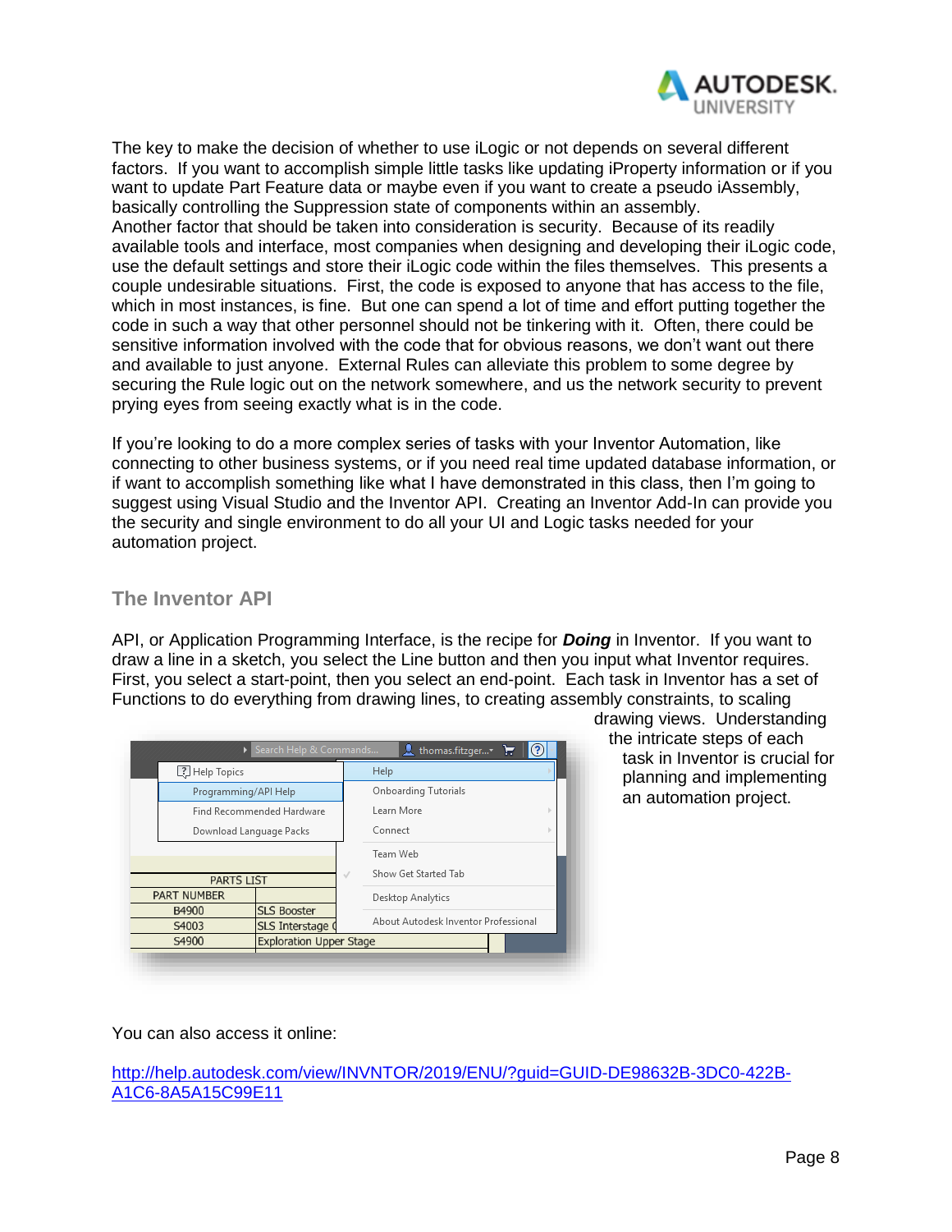The key to make the decision of whether to use iLogic or not depends on several different factors. If you want to accomplish simple little tasks like updating iProperty information or if you want to update Part Feature data or maybe even if you want to create a pseudo iAssembly, basically controlling the Suppression state of components within an assembly.
Another factor that should be taken into consideration is security. Because of its readily available tools and interface, most companies when designing and developing their iLogic code, use the default settings and store their iLogic code within the files themselves. This presents a couple undesirable situations. First, the code is exposed to anyone that has access to the file, which in most instances, is fine. But one can spend a lot of time and effort putting together the code in such a way that other personnel should not be tinkering with it. Often, there could be sensitive information involved with the code that for obvious reasons, we don't want out there and available to just anyone. External Rules can alleviate this problem to some degree by securing the Rule logic out on the network somewhere, and us the network security to prevent prying eyes from seeing exactly what is in the code.

If you're looking to do a more complex series of tasks with your Inventor Automation, like connecting to other business systems, or if you need real time updated database information, or if want to accomplish something like what I have demonstrated in this class, then I'm going to suggest using Visual Studio and the Inventor API. Creating an Inventor Add-In can provide you the security and single environment to do all your UI and Logic tasks needed for your automation project.

## The Inventor API

API, or Application Programming Interface, is the recipe for ***Doing*** in Inventor. If you want to draw a line in a sketch, you select the Line button and then you input what Inventor requires. First, you select a start-point, then you select an end-point. Each task in Inventor has a set of Functions to do everything from drawing lines, to creating assembly constraints, to scaling drawing views. Understanding the intricate steps of each task in Inventor is crucial for planning and implementing an automation project.

You can also access it online:

http://help.autodesk.com/view/INVNTOR/2019/ENU/?guid=GUID-DE98632B-3DC0-422B-A1C6-8A5A15C99E11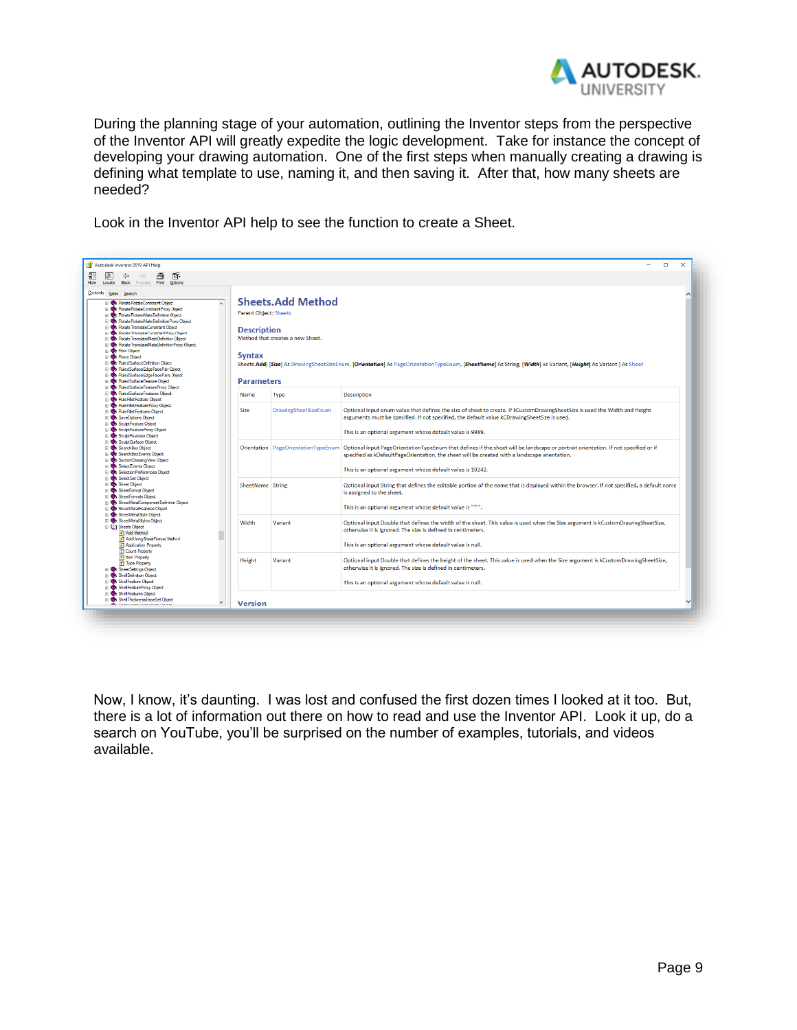During the planning stage of your automation, outlining the Inventor steps from the perspective of the Inventor API will greatly expedite the logic development. Take for instance the concept of developing your drawing automation. One of the first steps when manually creating a drawing is defining what template to use, naming it, and then saving it. After that, how many sheets are needed?

Look in the Inventor API help to see the function to create a Sheet.

## Sheets.Add Method

Parent Object: Sheets

### Description

Method that creates a new Sheet.

### Syntax

Sheets.**Add**( [*Size*] As DrawingSheetSizeEnum, [*Orientation*] As PageOrientationTypeEnum, [*SheetName*] As String, [*Width*] As Variant, [*Height*] As Variant ) As Sheet

### Parameters

| Name | Type | Description |
|---|---|---|
| Size | DrawingSheetSizeEnum | Optional input enum value that defines the size of sheet to create. If kCustomDrawingSheetSize is used the Width and Height arguments must be specified. If not specified, the default value kCDrawingSheetSize is used. This is an optional argument whose default value is 9989. |
| Orientation | PageOrientationTypeEnum | Optional input PageOrientationTypeEnum that defines if the sheet will be landscape or portrait orientation. If not specified or if specified as kDefaultPageOrientation, the sheet will be created with a landscape orientation. This is an optional argument whose default value is 10242. |
| SheetName | String | Optional input String that defines the editable portion of the name that is displayed within the browser. If not specified, a default name is assigned to the sheet. This is an optional argument whose default value is """". |
| Width | Variant | Optional input Double that defines the width of the sheet. This value is used when the Size argument is kCustomDrawingSheetSize, otherwise it is ignored. The size is defined in centimeters. This is an optional argument whose default value is null. |
| Height | Variant | Optional input Double that defines the height of the sheet. This value is used when the Size argument is kCustomDrawingSheetSize, otherwise it is ignored. The size is defined in centimeters. This is an optional argument whose default value is null. |

Now, I know, it's daunting. I was lost and confused the first dozen times I looked at it too. But, there is a lot of information out there on how to read and use the Inventor API. Look it up, do a search on YouTube, you'll be surprised on the number of examples, tutorials, and videos available.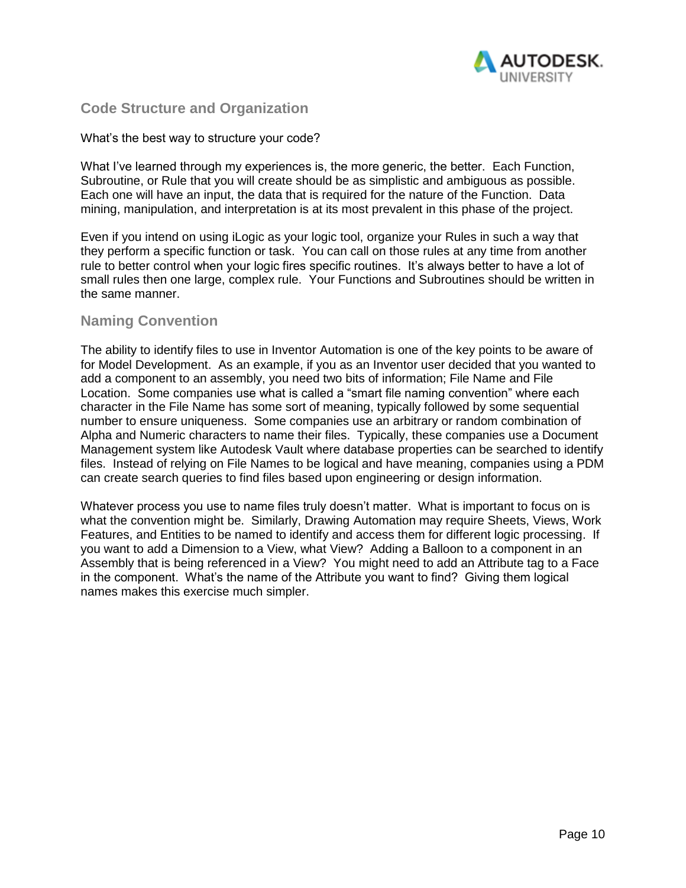## Code Structure and Organization

What's the best way to structure your code?

What I've learned through my experiences is, the more generic, the better. Each Function, Subroutine, or Rule that you will create should be as simplistic and ambiguous as possible. Each one will have an input, the data that is required for the nature of the Function. Data mining, manipulation, and interpretation is at its most prevalent in this phase of the project.

Even if you intend on using iLogic as your logic tool, organize your Rules in such a way that they perform a specific function or task. You can call on those rules at any time from another rule to better control when your logic fires specific routines. It's always better to have a lot of small rules then one large, complex rule. Your Functions and Subroutines should be written in the same manner.

## Naming Convention

The ability to identify files to use in Inventor Automation is one of the key points to be aware of for Model Development. As an example, if you as an Inventor user decided that you wanted to add a component to an assembly, you need two bits of information; File Name and File Location. Some companies use what is called a "smart file naming convention" where each character in the File Name has some sort of meaning, typically followed by some sequential number to ensure uniqueness. Some companies use an arbitrary or random combination of Alpha and Numeric characters to name their files. Typically, these companies use a Document Management system like Autodesk Vault where database properties can be searched to identify files. Instead of relying on File Names to be logical and have meaning, companies using a PDM can create search queries to find files based upon engineering or design information.

Whatever process you use to name files truly doesn't matter. What is important to focus on is what the convention might be. Similarly, Drawing Automation may require Sheets, Views, Work Features, and Entities to be named to identify and access them for different logic processing. If you want to add a Dimension to a View, what View? Adding a Balloon to a component in an Assembly that is being referenced in a View? You might need to add an Attribute tag to a Face in the component. What's the name of the Attribute you want to find? Giving them logical names makes this exercise much simpler.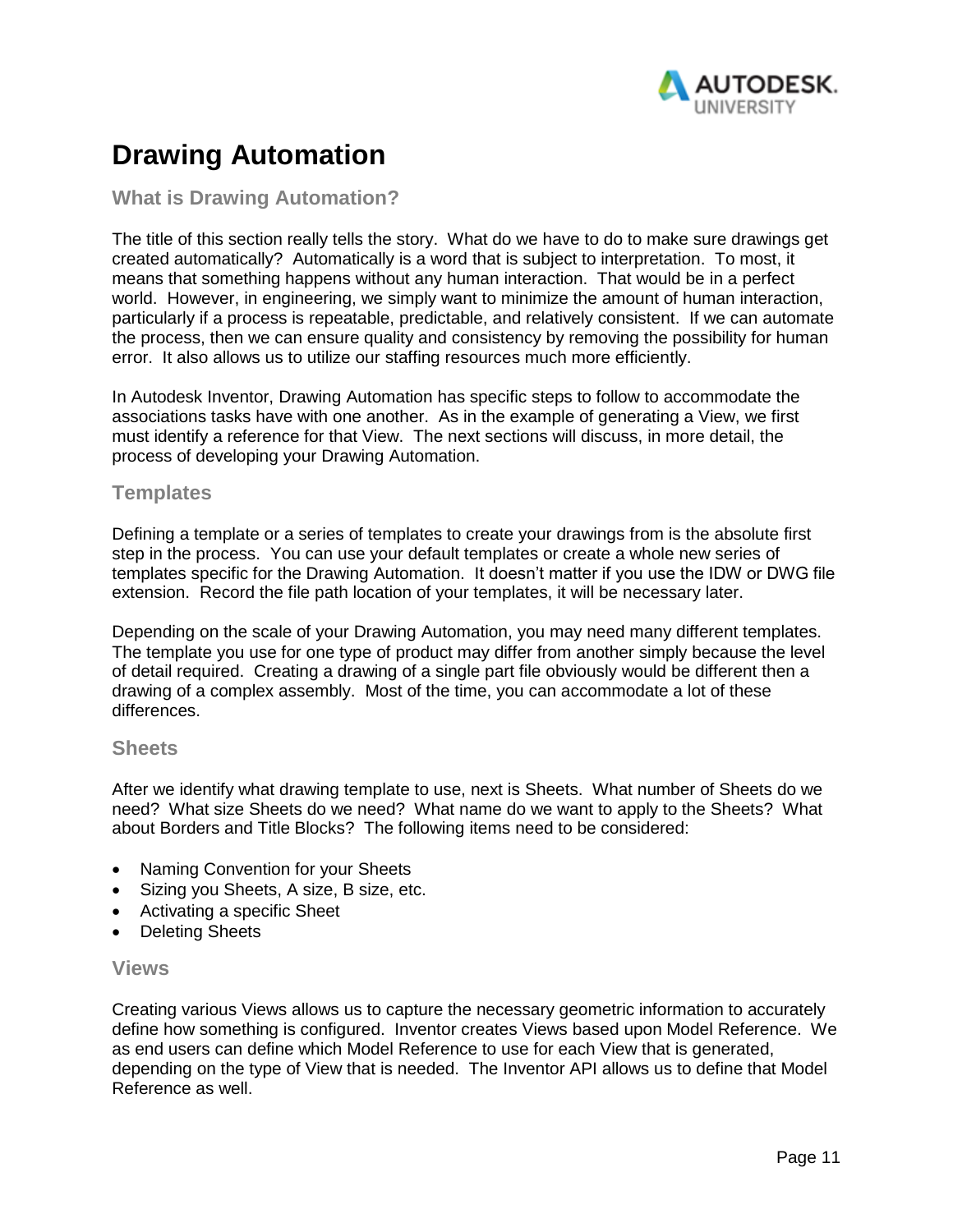# Drawing Automation

## What is Drawing Automation?

The title of this section really tells the story. What do we have to do to make sure drawings get created automatically? Automatically is a word that is subject to interpretation. To most, it means that something happens without any human interaction. That would be in a perfect world. However, in engineering, we simply want to minimize the amount of human interaction, particularly if a process is repeatable, predictable, and relatively consistent. If we can automate the process, then we can ensure quality and consistency by removing the possibility for human error. It also allows us to utilize our staffing resources much more efficiently.

In Autodesk Inventor, Drawing Automation has specific steps to follow to accommodate the associations tasks have with one another. As in the example of generating a View, we first must identify a reference for that View. The next sections will discuss, in more detail, the process of developing your Drawing Automation.

## Templates

Defining a template or a series of templates to create your drawings from is the absolute first step in the process. You can use your default templates or create a whole new series of templates specific for the Drawing Automation. It doesn't matter if you use the IDW or DWG file extension. Record the file path location of your templates, it will be necessary later.

Depending on the scale of your Drawing Automation, you may need many different templates. The template you use for one type of product may differ from another simply because the level of detail required. Creating a drawing of a single part file obviously would be different then a drawing of a complex assembly. Most of the time, you can accommodate a lot of these differences.

## Sheets

After we identify what drawing template to use, next is Sheets. What number of Sheets do we need? What size Sheets do we need? What name do we want to apply to the Sheets? What about Borders and Title Blocks? The following items need to be considered:

- Naming Convention for your Sheets
- Sizing you Sheets, A size, B size, etc.
- Activating a specific Sheet
- Deleting Sheets

## Views

Creating various Views allows us to capture the necessary geometric information to accurately define how something is configured. Inventor creates Views based upon Model Reference. We as end users can define which Model Reference to use for each View that is generated, depending on the type of View that is needed. The Inventor API allows us to define that Model Reference as well.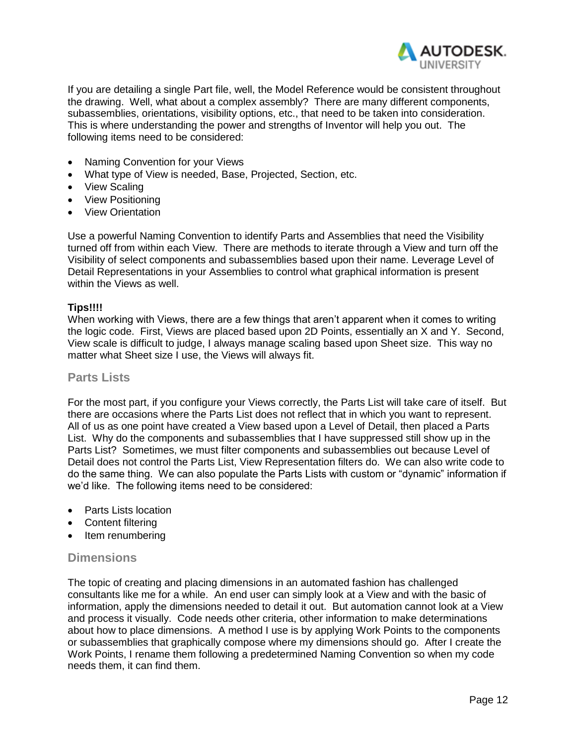If you are detailing a single Part file, well, the Model Reference would be consistent throughout the drawing. Well, what about a complex assembly? There are many different components, subassemblies, orientations, visibility options, etc., that need to be taken into consideration. This is where understanding the power and strengths of Inventor will help you out. The following items need to be considered:

- Naming Convention for your Views
- What type of View is needed, Base, Projected, Section, etc.
- View Scaling
- View Positioning
- View Orientation

Use a powerful Naming Convention to identify Parts and Assemblies that need the Visibility turned off from within each View. There are methods to iterate through a View and turn off the Visibility of select components and subassemblies based upon their name. Leverage Level of Detail Representations in your Assemblies to control what graphical information is present within the Views as well.

**Tips!!!!**
When working with Views, there are a few things that aren't apparent when it comes to writing the logic code. First, Views are placed based upon 2D Points, essentially an X and Y. Second, View scale is difficult to judge, I always manage scaling based upon Sheet size. This way no matter what Sheet size I use, the Views will always fit.

## Parts Lists

For the most part, if you configure your Views correctly, the Parts List will take care of itself. But there are occasions where the Parts List does not reflect that in which you want to represent. All of us as one point have created a View based upon a Level of Detail, then placed a Parts List. Why do the components and subassemblies that I have suppressed still show up in the Parts List? Sometimes, we must filter components and subassemblies out because Level of Detail does not control the Parts List, View Representation filters do. We can also write code to do the same thing. We can also populate the Parts Lists with custom or "dynamic" information if we'd like. The following items need to be considered:

- Parts Lists location
- Content filtering
- Item renumbering

## Dimensions

The topic of creating and placing dimensions in an automated fashion has challenged consultants like me for a while. An end user can simply look at a View and with the basic of information, apply the dimensions needed to detail it out. But automation cannot look at a View and process it visually. Code needs other criteria, other information to make determinations about how to place dimensions. A method I use is by applying Work Points to the components or subassemblies that graphically compose where my dimensions should go. After I create the Work Points, I rename them following a predetermined Naming Convention so when my code needs them, it can find them.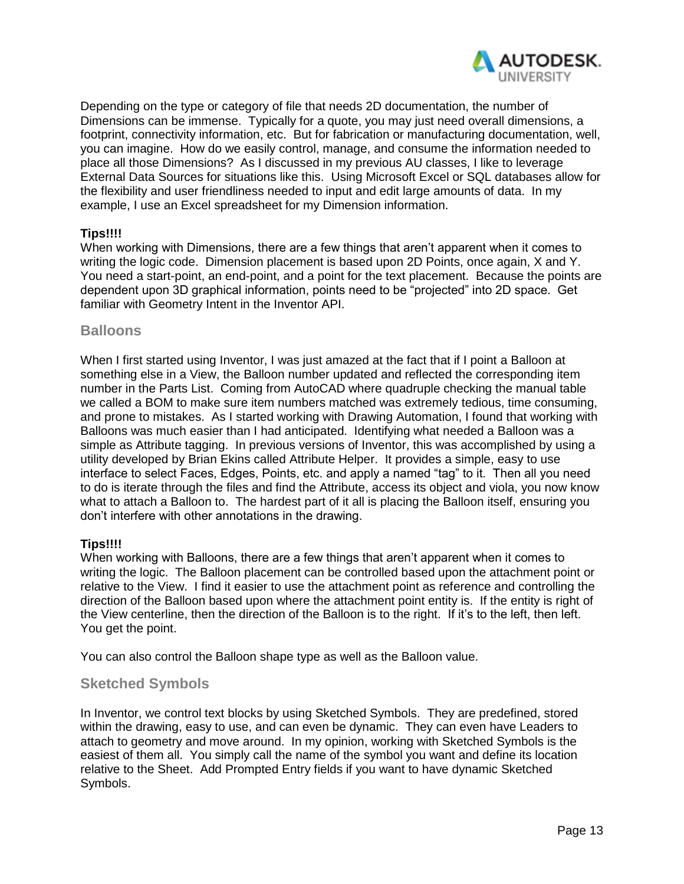Depending on the type or category of file that needs 2D documentation, the number of Dimensions can be immense. Typically for a quote, you may just need overall dimensions, a footprint, connectivity information, etc. But for fabrication or manufacturing documentation, well, you can imagine. How do we easily control, manage, and consume the information needed to place all those Dimensions? As I discussed in my previous AU classes, I like to leverage External Data Sources for situations like this. Using Microsoft Excel or SQL databases allow for the flexibility and user friendliness needed to input and edit large amounts of data. In my example, I use an Excel spreadsheet for my Dimension information.

**Tips!!!!**
When working with Dimensions, there are a few things that aren't apparent when it comes to writing the logic code. Dimension placement is based upon 2D Points, once again, X and Y. You need a start-point, an end-point, and a point for the text placement. Because the points are dependent upon 3D graphical information, points need to be "projected" into 2D space. Get familiar with Geometry Intent in the Inventor API.

## Balloons

When I first started using Inventor, I was just amazed at the fact that if I point a Balloon at something else in a View, the Balloon number updated and reflected the corresponding item number in the Parts List. Coming from AutoCAD where quadruple checking the manual table we called a BOM to make sure item numbers matched was extremely tedious, time consuming, and prone to mistakes. As I started working with Drawing Automation, I found that working with Balloons was much easier than I had anticipated. Identifying what needed a Balloon was a simple as Attribute tagging. In previous versions of Inventor, this was accomplished by using a utility developed by Brian Ekins called Attribute Helper. It provides a simple, easy to use interface to select Faces, Edges, Points, etc. and apply a named "tag" to it. Then all you need to do is iterate through the files and find the Attribute, access its object and viola, you now know what to attach a Balloon to. The hardest part of it all is placing the Balloon itself, ensuring you don't interfere with other annotations in the drawing.

**Tips!!!!**
When working with Balloons, there are a few things that aren't apparent when it comes to writing the logic. The Balloon placement can be controlled based upon the attachment point or relative to the View. I find it easier to use the attachment point as reference and controlling the direction of the Balloon based upon where the attachment point entity is. If the entity is right of the View centerline, then the direction of the Balloon is to the right. If it's to the left, then left. You get the point.

You can also control the Balloon shape type as well as the Balloon value.

## Sketched Symbols

In Inventor, we control text blocks by using Sketched Symbols. They are predefined, stored within the drawing, easy to use, and can even be dynamic. They can even have Leaders to attach to geometry and move around. In my opinion, working with Sketched Symbols is the easiest of them all. You simply call the name of the symbol you want and define its location relative to the Sheet. Add Prompted Entry fields if you want to have dynamic Sketched Symbols.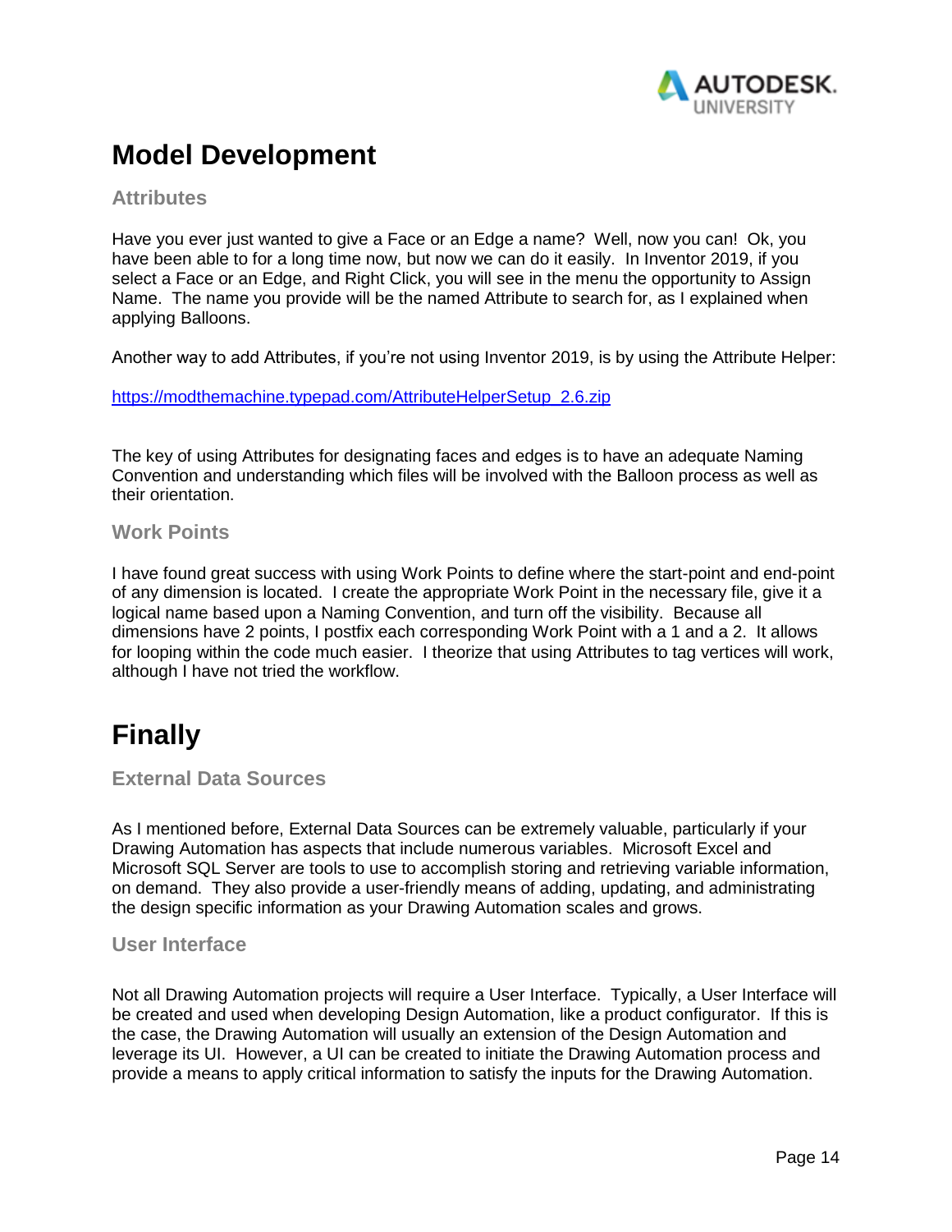# Model Development

### Attributes

Have you ever just wanted to give a Face or an Edge a name? Well, now you can! Ok, you have been able to for a long time now, but now we can do it easily. In Inventor 2019, if you select a Face or an Edge, and Right Click, you will see in the menu the opportunity to Assign Name. The name you provide will be the named Attribute to search for, as I explained when applying Balloons.

Another way to add Attributes, if you're not using Inventor 2019, is by using the Attribute Helper:

https://modthemachine.typepad.com/AttributeHelperSetup_2.6.zip

The key of using Attributes for designating faces and edges is to have an adequate Naming Convention and understanding which files will be involved with the Balloon process as well as their orientation.

### Work Points

I have found great success with using Work Points to define where the start-point and end-point of any dimension is located. I create the appropriate Work Point in the necessary file, give it a logical name based upon a Naming Convention, and turn off the visibility. Because all dimensions have 2 points, I postfix each corresponding Work Point with a 1 and a 2. It allows for looping within the code much easier. I theorize that using Attributes to tag vertices will work, although I have not tried the workflow.

# Finally

### External Data Sources

As I mentioned before, External Data Sources can be extremely valuable, particularly if your Drawing Automation has aspects that include numerous variables. Microsoft Excel and Microsoft SQL Server are tools to use to accomplish storing and retrieving variable information, on demand. They also provide a user-friendly means of adding, updating, and administrating the design specific information as your Drawing Automation scales and grows.

### User Interface

Not all Drawing Automation projects will require a User Interface. Typically, a User Interface will be created and used when developing Design Automation, like a product configurator. If this is the case, the Drawing Automation will usually an extension of the Design Automation and leverage its UI. However, a UI can be created to initiate the Drawing Automation process and provide a means to apply critical information to satisfy the inputs for the Drawing Automation.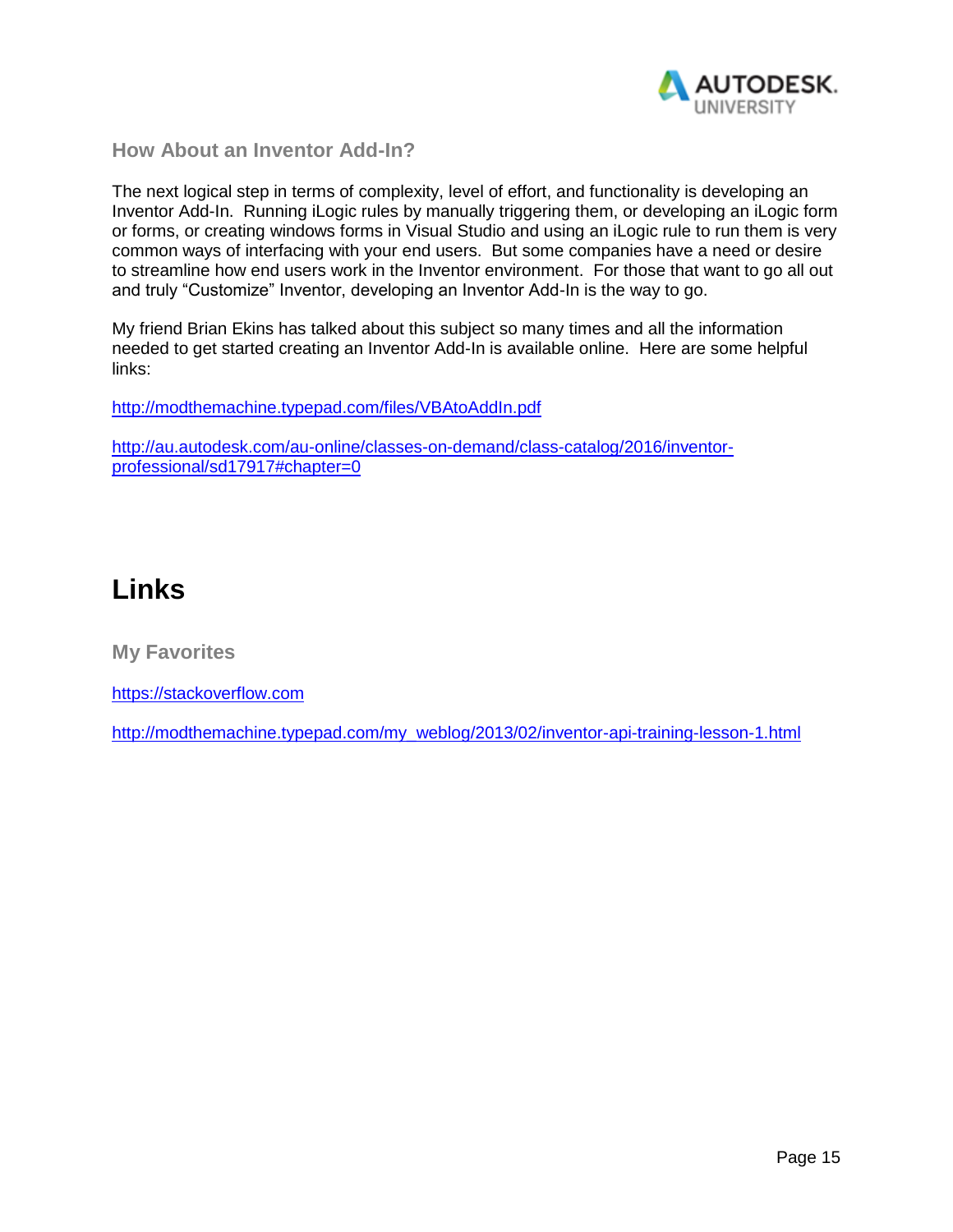### How About an Inventor Add-In?

The next logical step in terms of complexity, level of effort, and functionality is developing an Inventor Add-In. Running iLogic rules by manually triggering them, or developing an iLogic form or forms, or creating windows forms in Visual Studio and using an iLogic rule to run them is very common ways of interfacing with your end users. But some companies have a need or desire to streamline how end users work in the Inventor environment. For those that want to go all out and truly “Customize” Inventor, developing an Inventor Add-In is the way to go.

My friend Brian Ekins has talked about this subject so many times and all the information needed to get started creating an Inventor Add-In is available online. Here are some helpful links:

http://modthemachine.typepad.com/files/VBAtoAddIn.pdf

http://au.autodesk.com/au-online/classes-on-demand/class-catalog/2016/inventor-professional/sd17917#chapter=0

# Links

### My Favorites

https://stackoverflow.com

http://modthemachine.typepad.com/my_weblog/2013/02/inventor-api-training-lesson-1.html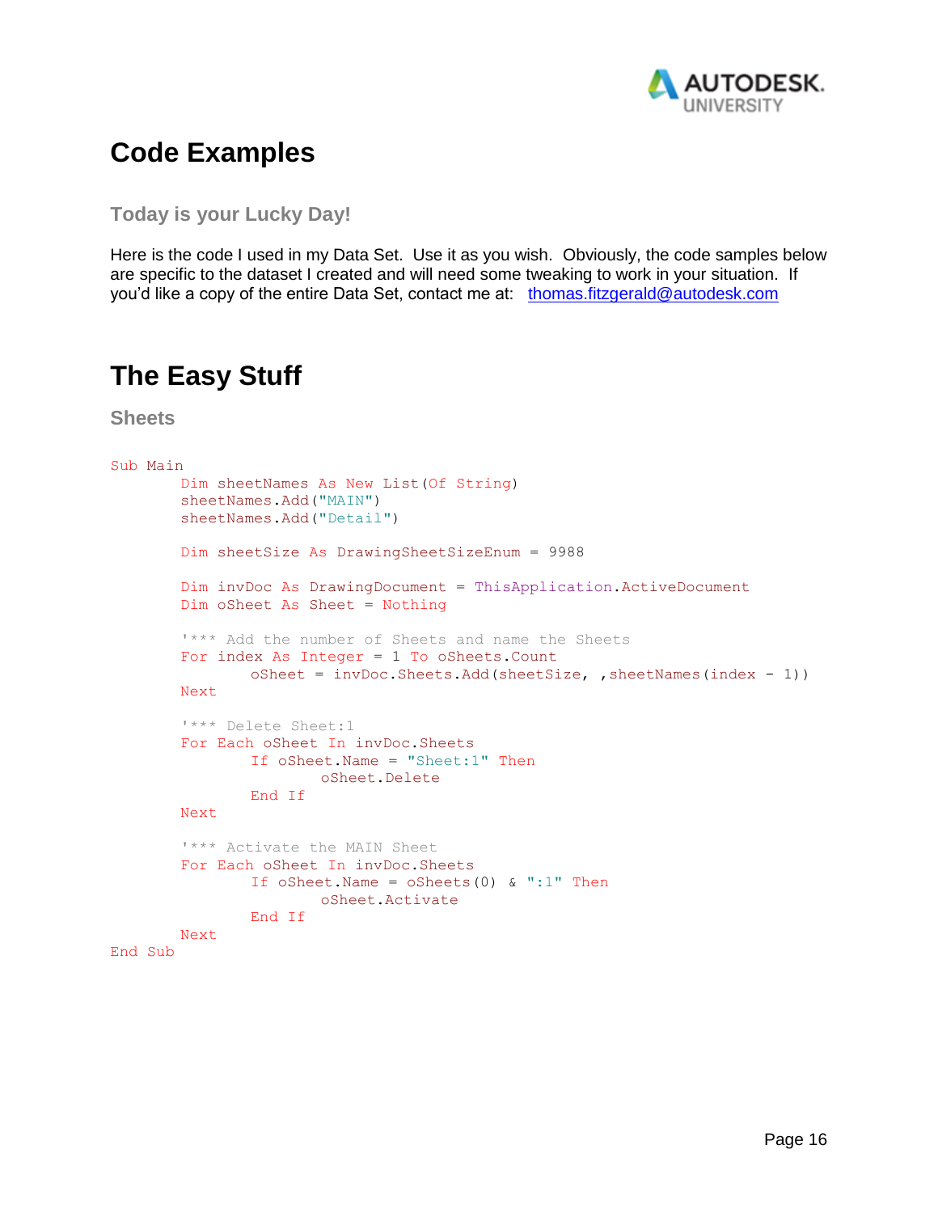# Code Examples

### Today is your Lucky Day!

Here is the code I used in my Data Set. Use it as you wish. Obviously, the code samples below are specific to the dataset I created and will need some tweaking to work in your situation. If you'd like a copy of the entire Data Set, contact me at: thomas.fitzgerald@autodesk.com

# The Easy Stuff

### Sheets

```
Sub Main
        Dim sheetNames As New List(Of String)
        sheetNames.Add("MAIN")
        sheetNames.Add("Detail")

        Dim sheetSize As DrawingSheetSizeEnum = 9988

        Dim invDoc As DrawingDocument = ThisApplication.ActiveDocument
        Dim oSheet As Sheet = Nothing

        '*** Add the number of Sheets and name the Sheets
        For index As Integer = 1 To oSheets.Count
                oSheet = invDoc.Sheets.Add(sheetSize, ,sheetNames(index - 1))
        Next

        '*** Delete Sheet:1
        For Each oSheet In invDoc.Sheets
                If oSheet.Name = "Sheet:1" Then
                        oSheet.Delete
                End If
        Next

        '*** Activate the MAIN Sheet
        For Each oSheet In invDoc.Sheets
                If oSheet.Name = oSheets(0) & ":1" Then
                        oSheet.Activate
                End If
        Next
End Sub
```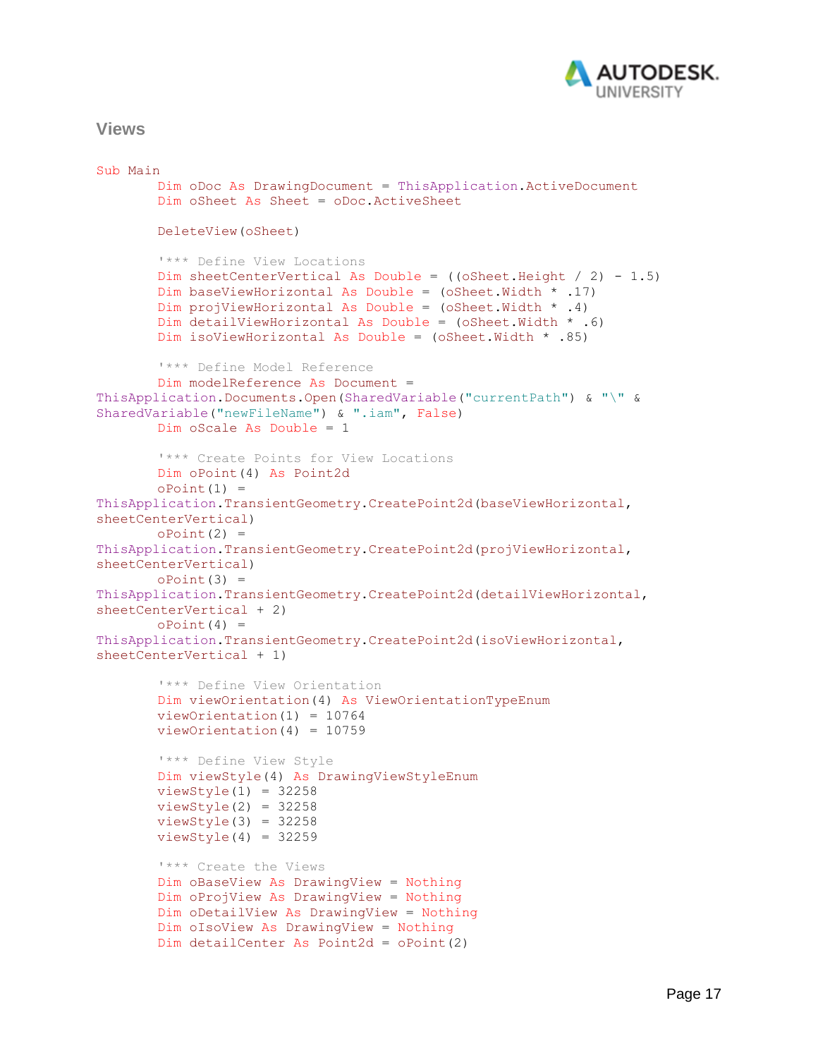## Views

```
Sub Main
        Dim oDoc As DrawingDocument = ThisApplication.ActiveDocument
        Dim oSheet As Sheet = oDoc.ActiveSheet

        DeleteView(oSheet)

        '*** Define View Locations
        Dim sheetCenterVertical As Double = ((oSheet.Height / 2) - 1.5)
        Dim baseViewHorizontal As Double = (oSheet.Width * .17)
        Dim projViewHorizontal As Double = (oSheet.Width * .4)
        Dim detailViewHorizontal As Double = (oSheet.Width * .6)
        Dim isoViewHorizontal As Double = (oSheet.Width * .85)

        '*** Define Model Reference
        Dim modelReference As Document =
ThisApplication.Documents.Open(SharedVariable("currentPath") & "\" &
SharedVariable("newFileName") & ".iam", False)
        Dim oScale As Double = 1

        '*** Create Points for View Locations
        Dim oPoint(4) As Point2d
        oPoint(1) =
ThisApplication.TransientGeometry.CreatePoint2d(baseViewHorizontal,
sheetCenterVertical)
        oPoint(2) =
ThisApplication.TransientGeometry.CreatePoint2d(projViewHorizontal,
sheetCenterVertical)
        oPoint(3) =
ThisApplication.TransientGeometry.CreatePoint2d(detailViewHorizontal,
sheetCenterVertical + 2)
        oPoint(4) =
ThisApplication.TransientGeometry.CreatePoint2d(isoViewHorizontal,
sheetCenterVertical + 1)

        '*** Define View Orientation
        Dim viewOrientation(4) As ViewOrientationTypeEnum
        viewOrientation(1) = 10764
        viewOrientation(4) = 10759

        '*** Define View Style
        Dim viewStyle(4) As DrawingViewStyleEnum
        viewStyle(1) = 32258
        viewStyle(2) = 32258
        viewStyle(3) = 32258
        viewStyle(4) = 32259

        '*** Create the Views
        Dim oBaseView As DrawingView = Nothing
        Dim oProjView As DrawingView = Nothing
        Dim oDetailView As DrawingView = Nothing
        Dim oIsoView As DrawingView = Nothing
        Dim detailCenter As Point2d = oPoint(2)
```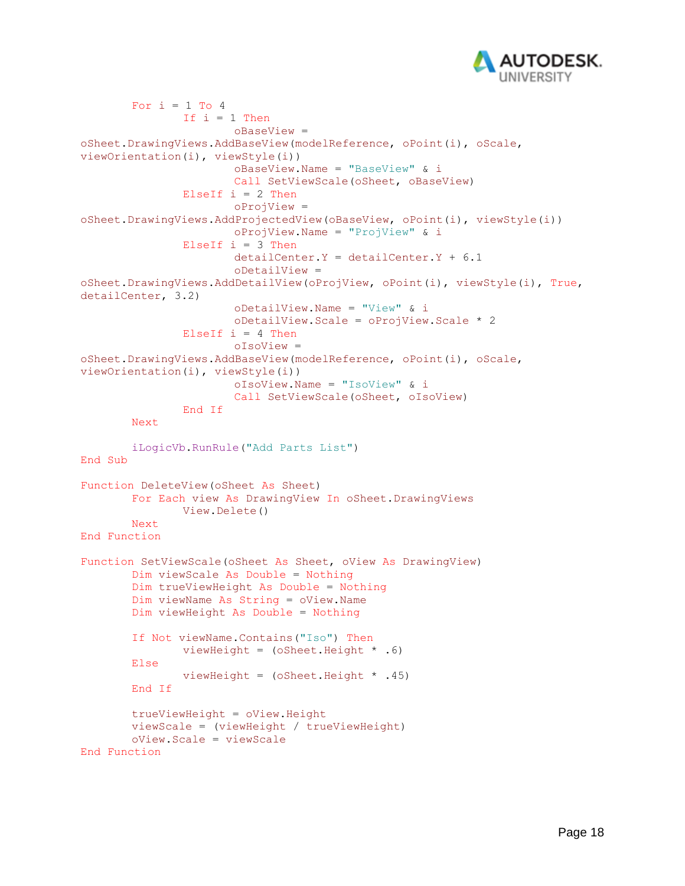```
        For i = 1 To 4
                If i = 1 Then
                        oBaseView =
oSheet.DrawingViews.AddBaseView(modelReference, oPoint(i), oScale,
viewOrientation(i), viewStyle(i))
                        oBaseView.Name = "BaseView" & i
                        Call SetViewScale(oSheet, oBaseView)
                ElseIf i = 2 Then
                        oProjView =
oSheet.DrawingViews.AddProjectedView(oBaseView, oPoint(i), viewStyle(i))
                        oProjView.Name = "ProjView" & i
                ElseIf i = 3 Then
                        detailCenter.Y = detailCenter.Y + 6.1
                        oDetailView =
oSheet.DrawingViews.AddDetailView(oProjView, oPoint(i), viewStyle(i), True,
detailCenter, 3.2)
                        oDetailView.Name = "View" & i
                        oDetailView.Scale = oProjView.Scale * 2
                ElseIf i = 4 Then
                        oIsoView =
oSheet.DrawingViews.AddBaseView(modelReference, oPoint(i), oScale,
viewOrientation(i), viewStyle(i))
                        oIsoView.Name = "IsoView" & i
                        Call SetViewScale(oSheet, oIsoView)
                End If
        Next

        iLogicVb.RunRule("Add Parts List")
End Sub

Function DeleteView(oSheet As Sheet)
        For Each view As DrawingView In oSheet.DrawingViews
                View.Delete()
        Next
End Function

Function SetViewScale(oSheet As Sheet, oView As DrawingView)
        Dim viewScale As Double = Nothing
        Dim trueViewHeight As Double = Nothing
        Dim viewName As String = oView.Name
        Dim viewHeight As Double = Nothing

        If Not viewName.Contains("Iso") Then
                viewHeight = (oSheet.Height * .6)
        Else
                viewHeight = (oSheet.Height * .45)
        End If

        trueViewHeight = oView.Height
        viewScale = (viewHeight / trueViewHeight)
        oView.Scale = viewScale
End Function
```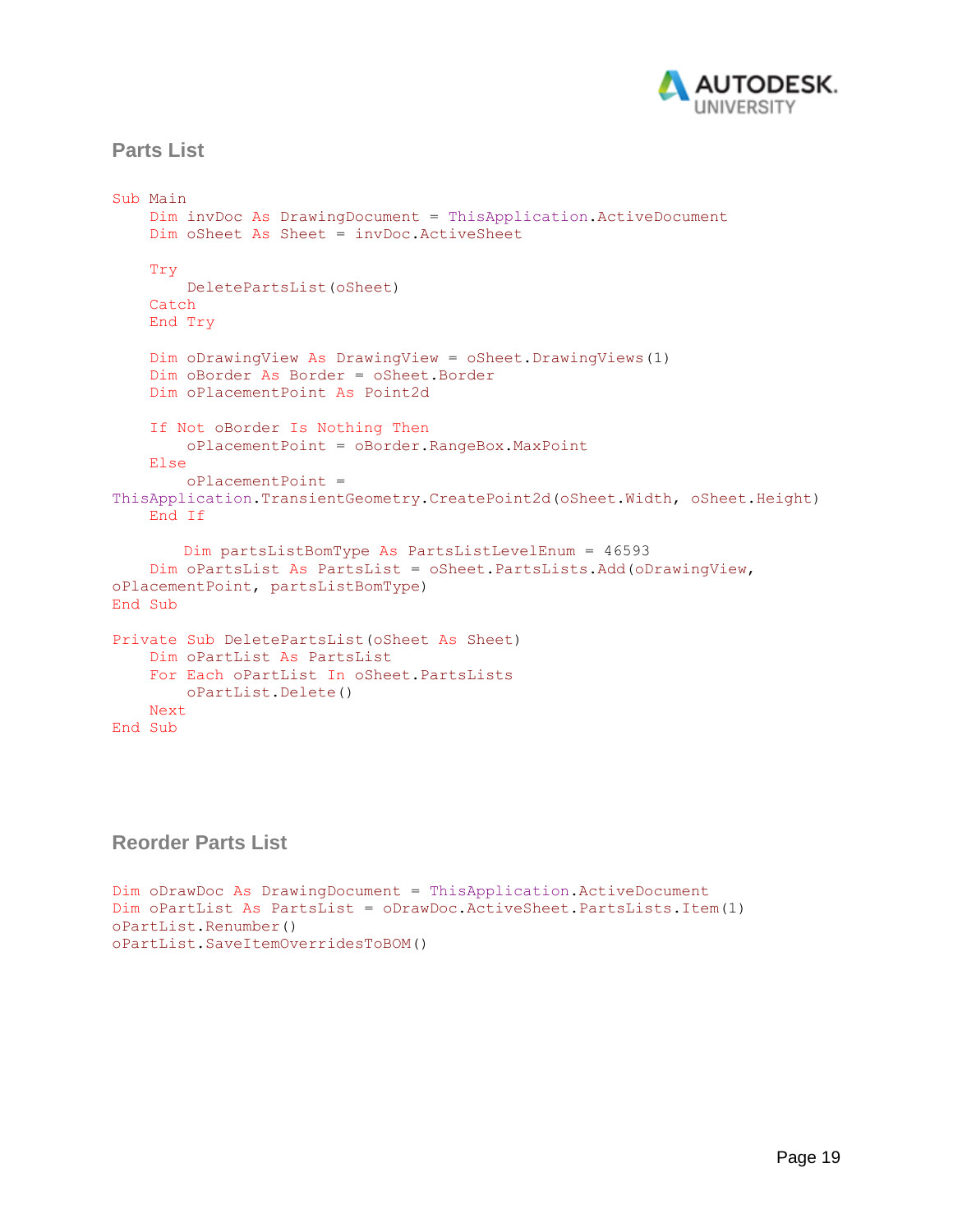## Parts List

```
Sub Main
    Dim invDoc As DrawingDocument = ThisApplication.ActiveDocument
    Dim oSheet As Sheet = invDoc.ActiveSheet

    Try
        DeletePartsList(oSheet)
    Catch
    End Try

    Dim oDrawingView As DrawingView = oSheet.DrawingViews(1)
    Dim oBorder As Border = oSheet.Border
    Dim oPlacementPoint As Point2d

    If Not oBorder Is Nothing Then
        oPlacementPoint = oBorder.RangeBox.MaxPoint
    Else
        oPlacementPoint =
ThisApplication.TransientGeometry.CreatePoint2d(oSheet.Width, oSheet.Height)
    End If

        Dim partsListBomType As PartsListLevelEnum = 46593
    Dim oPartsList As PartsList = oSheet.PartsLists.Add(oDrawingView,
oPlacementPoint, partsListBomType)
End Sub

Private Sub DeletePartsList(oSheet As Sheet)
    Dim oPartList As PartsList
    For Each oPartList In oSheet.PartsLists
        oPartList.Delete()
    Next
End Sub
```

## Reorder Parts List

```
Dim oDrawDoc As DrawingDocument = ThisApplication.ActiveDocument
Dim oPartList As PartsList = oDrawDoc.ActiveSheet.PartsLists.Item(1)
oPartList.Renumber()
oPartList.SaveItemOverridesToBOM()
```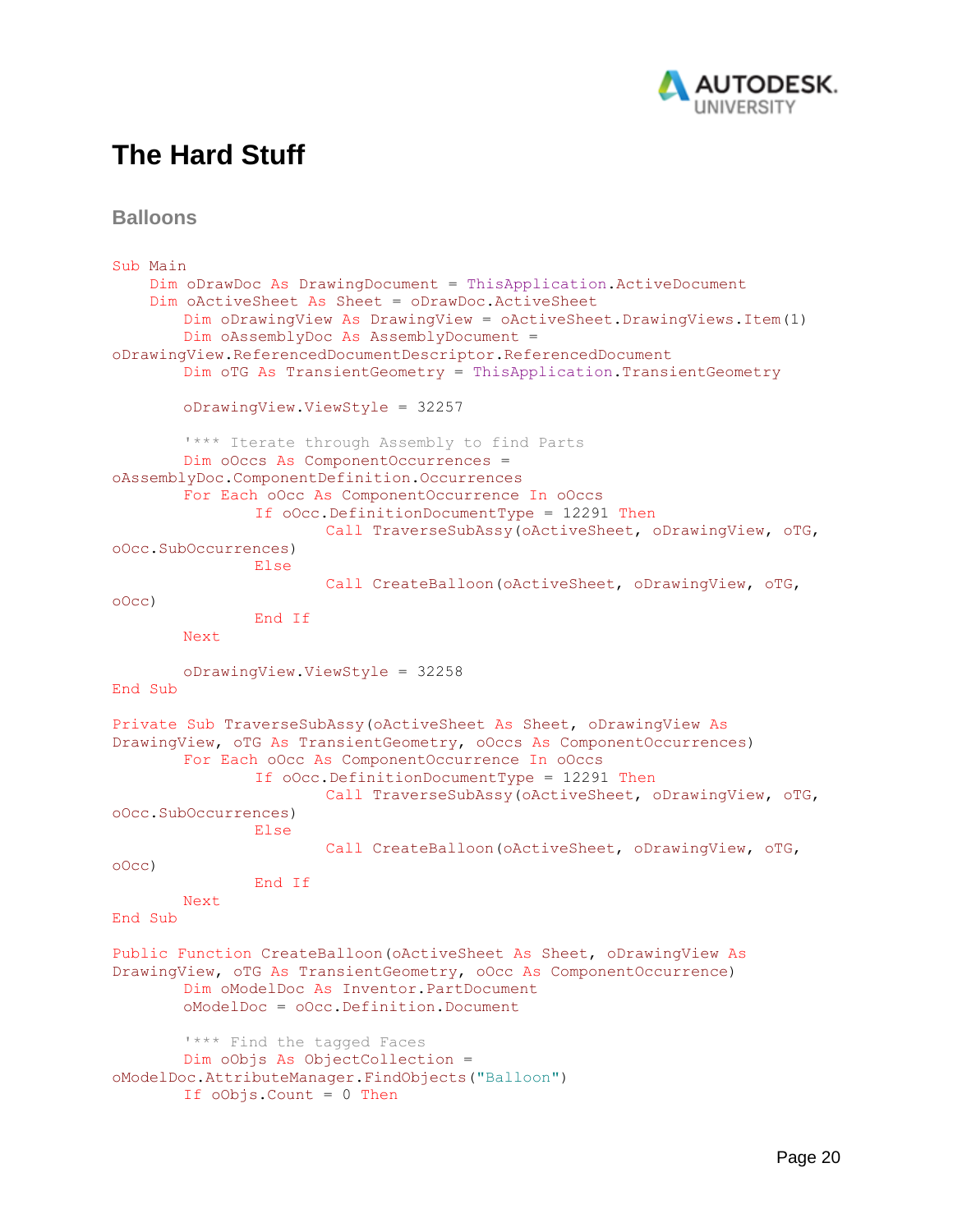# The Hard Stuff

## Balloons

```
Sub Main
    Dim oDrawDoc As DrawingDocument = ThisApplication.ActiveDocument
    Dim oActiveSheet As Sheet = oDrawDoc.ActiveSheet
        Dim oDrawingView As DrawingView = oActiveSheet.DrawingViews.Item(1)
        Dim oAssemblyDoc As AssemblyDocument = 
oDrawingView.ReferencedDocumentDescriptor.ReferencedDocument
        Dim oTG As TransientGeometry = ThisApplication.TransientGeometry

        oDrawingView.ViewStyle = 32257

        '*** Iterate through Assembly to find Parts
        Dim oOccs As ComponentOccurrences = 
oAssemblyDoc.ComponentDefinition.Occurrences
        For Each oOcc As ComponentOccurrence In oOccs
                If oOcc.DefinitionDocumentType = 12291 Then
                        Call TraverseSubAssy(oActiveSheet, oDrawingView, oTG, 
oOcc.SubOccurrences)
                Else
                        Call CreateBalloon(oActiveSheet, oDrawingView, oTG, 
oOcc)
                End If
        Next

        oDrawingView.ViewStyle = 32258
End Sub

Private Sub TraverseSubAssy(oActiveSheet As Sheet, oDrawingView As 
DrawingView, oTG As TransientGeometry, oOccs As ComponentOccurrences)
        For Each oOcc As ComponentOccurrence In oOccs
                If oOcc.DefinitionDocumentType = 12291 Then
                        Call TraverseSubAssy(oActiveSheet, oDrawingView, oTG, 
oOcc.SubOccurrences)
                Else
                        Call CreateBalloon(oActiveSheet, oDrawingView, oTG, 
oOcc)
                End If
        Next
End Sub

Public Function CreateBalloon(oActiveSheet As Sheet, oDrawingView As 
DrawingView, oTG As TransientGeometry, oOcc As ComponentOccurrence)
        Dim oModelDoc As Inventor.PartDocument
        oModelDoc = oOcc.Definition.Document

        '*** Find the tagged Faces
        Dim oObjs As ObjectCollection = 
oModelDoc.AttributeManager.FindObjects("Balloon")
        If oObjs.Count = 0 Then
```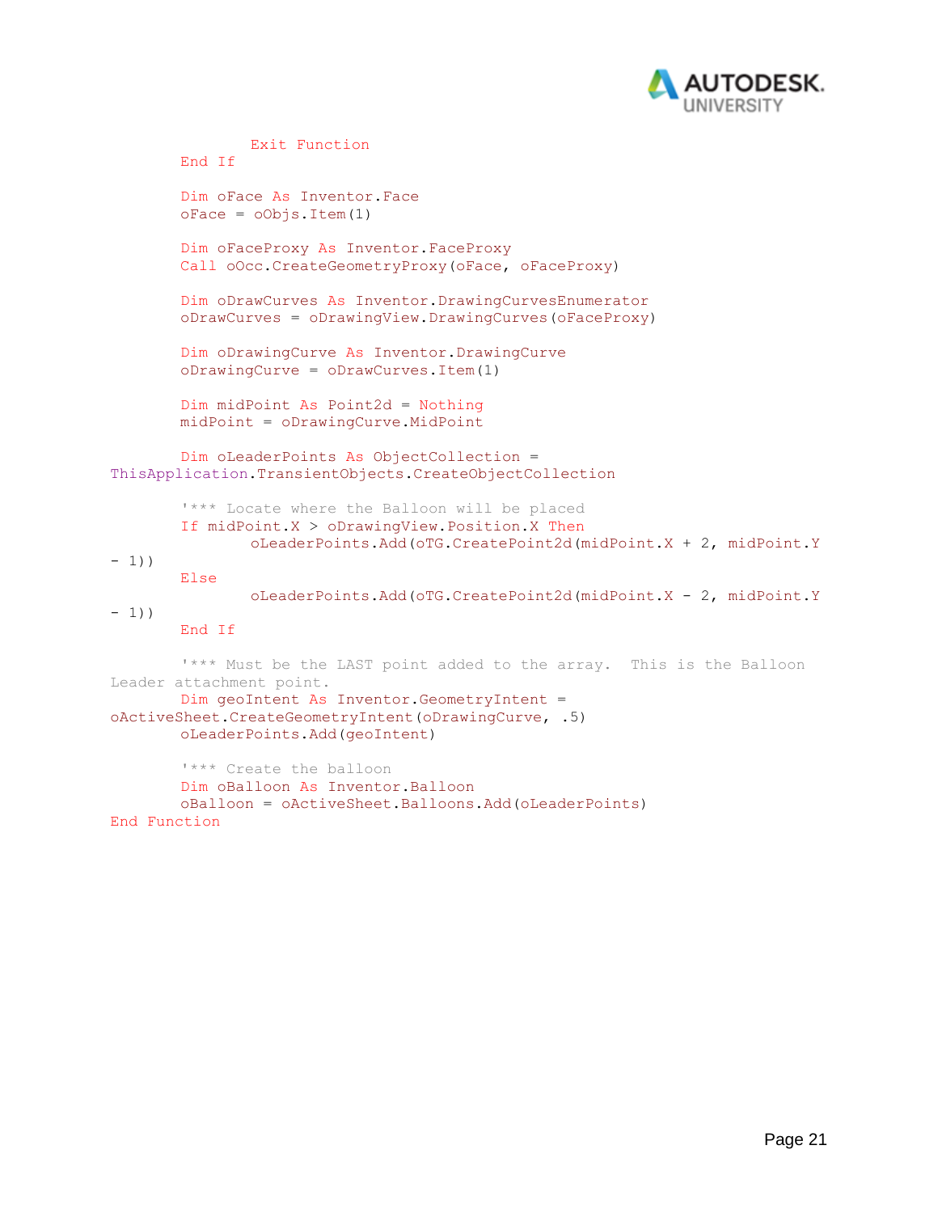```
            Exit Function
        End If

        Dim oFace As Inventor.Face
        oFace = oObjs.Item(1)

        Dim oFaceProxy As Inventor.FaceProxy
        Call oOcc.CreateGeometryProxy(oFace, oFaceProxy)

        Dim oDrawCurves As Inventor.DrawingCurvesEnumerator
        oDrawCurves = oDrawingView.DrawingCurves(oFaceProxy)

        Dim oDrawingCurve As Inventor.DrawingCurve
        oDrawingCurve = oDrawCurves.Item(1)

        Dim midPoint As Point2d = Nothing
        midPoint = oDrawingCurve.MidPoint

        Dim oLeaderPoints As ObjectCollection =
ThisApplication.TransientObjects.CreateObjectCollection

        '*** Locate where the Balloon will be placed
        If midPoint.X > oDrawingView.Position.X Then
            oLeaderPoints.Add(oTG.CreatePoint2d(midPoint.X + 2, midPoint.Y
- 1))
        Else
            oLeaderPoints.Add(oTG.CreatePoint2d(midPoint.X - 2, midPoint.Y
- 1))
        End If

        '*** Must be the LAST point added to the array.  This is the Balloon
Leader attachment point.
        Dim geoIntent As Inventor.GeometryIntent =
oActiveSheet.CreateGeometryIntent(oDrawingCurve, .5)
        oLeaderPoints.Add(geoIntent)

        '*** Create the balloon
        Dim oBalloon As Inventor.Balloon
        oBalloon = oActiveSheet.Balloons.Add(oLeaderPoints)
End Function
```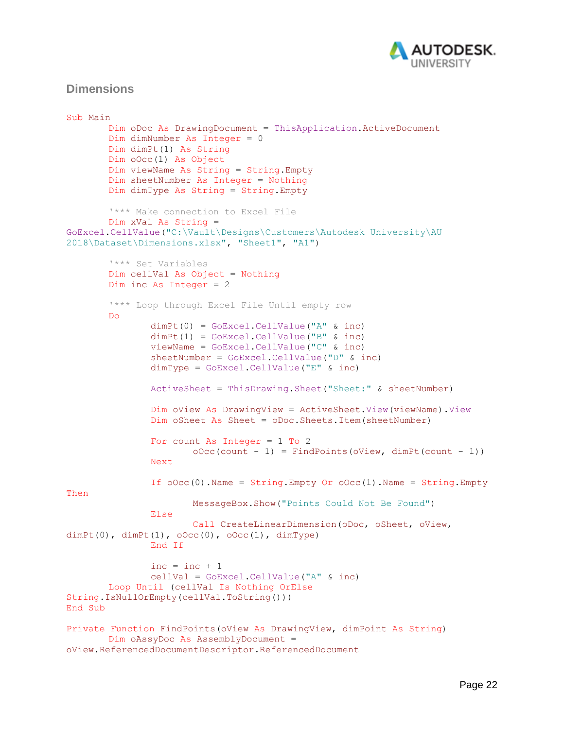## Dimensions

```
Sub Main
        Dim oDoc As DrawingDocument = ThisApplication.ActiveDocument
        Dim dimNumber As Integer = 0
        Dim dimPt(1) As String
        Dim oOcc(1) As Object
        Dim viewName As String = String.Empty
        Dim sheetNumber As Integer = Nothing
        Dim dimType As String = String.Empty

        '*** Make connection to Excel File
        Dim xVal As String =
GoExcel.CellValue("C:\Vault\Designs\Customers\Autodesk University\AU
2018\Dataset\Dimensions.xlsx", "Sheet1", "A1")

        '*** Set Variables
        Dim cellVal As Object = Nothing
        Dim inc As Integer = 2

        '*** Loop through Excel File Until empty row
        Do
                dimPt(0) = GoExcel.CellValue("A" & inc)
                dimPt(1) = GoExcel.CellValue("B" & inc)
                viewName = GoExcel.CellValue("C" & inc)
                sheetNumber = GoExcel.CellValue("D" & inc)
                dimType = GoExcel.CellValue("E" & inc)

                ActiveSheet = ThisDrawing.Sheet("Sheet:" & sheetNumber)

                Dim oView As DrawingView = ActiveSheet.View(viewName).View
                Dim oSheet As Sheet = oDoc.Sheets.Item(sheetNumber)

                For count As Integer = 1 To 2
                        oOcc(count - 1) = FindPoints(oView, dimPt(count - 1))
                Next

                If oOcc(0).Name = String.Empty Or oOcc(1).Name = String.Empty
Then
                        MessageBox.Show("Points Could Not Be Found")
                Else
                        Call CreateLinearDimension(oDoc, oSheet, oView,
dimPt(0), dimPt(1), oOcc(0), oOcc(1), dimType)
                End If

                inc = inc + 1
                cellVal = GoExcel.CellValue("A" & inc)
        Loop Until (cellVal Is Nothing OrElse
String.IsNullOrEmpty(cellVal.ToString()))
End Sub

Private Function FindPoints(oView As DrawingView, dimPoint As String)
        Dim oAssyDoc As AssemblyDocument =
oView.ReferencedDocumentDescriptor.ReferencedDocument
```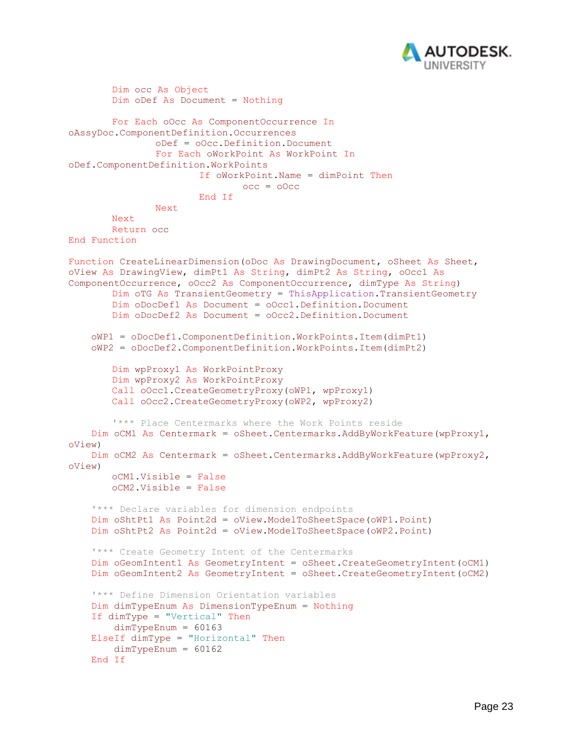```
        Dim occ As Object
        Dim oDef As Document = Nothing

        For Each oOcc As ComponentOccurrence In
oAssyDoc.ComponentDefinition.Occurrences
                oDef = oOcc.Definition.Document
                For Each oWorkPoint As WorkPoint In
oDef.ComponentDefinition.WorkPoints
                        If oWorkPoint.Name = dimPoint Then
                                occ = oOcc
                        End If
                Next
        Next
        Return occ
End Function

Function CreateLinearDimension(oDoc As DrawingDocument, oSheet As Sheet,
oView As DrawingView, dimPt1 As String, dimPt2 As String, oOcc1 As
ComponentOccurrence, oOcc2 As ComponentOccurrence, dimType As String)
        Dim oTG As TransientGeometry = ThisApplication.TransientGeometry
        Dim oDocDef1 As Document = oOcc1.Definition.Document
        Dim oDocDef2 As Document = oOcc2.Definition.Document

    oWP1 = oDocDef1.ComponentDefinition.WorkPoints.Item(dimPt1)
    oWP2 = oDocDef2.ComponentDefinition.WorkPoints.Item(dimPt2)

        Dim wpProxy1 As WorkPointProxy
        Dim wpProxy2 As WorkPointProxy
        Call oOcc1.CreateGeometryProxy(oWP1, wpProxy1)
        Call oOcc2.CreateGeometryProxy(oWP2, wpProxy2)

        '*** Place Centermarks where the Work Points reside
    Dim oCM1 As Centermark = oSheet.Centermarks.AddByWorkFeature(wpProxy1,
oView)
    Dim oCM2 As Centermark = oSheet.Centermarks.AddByWorkFeature(wpProxy2,
oView)
        oCM1.Visible = False
        oCM2.Visible = False

    '*** Declare variables for dimension endpoints
    Dim oShtPt1 As Point2d = oView.ModelToSheetSpace(oWP1.Point)
    Dim oShtPt2 As Point2d = oView.ModelToSheetSpace(oWP2.Point)

    '*** Create Geometry Intent of the Centermarks
    Dim oGeomIntent1 As GeometryIntent = oSheet.CreateGeometryIntent(oCM1)
    Dim oGeomIntent2 As GeometryIntent = oSheet.CreateGeometryIntent(oCM2)

    '*** Define Dimension Orientation variables
    Dim dimTypeEnum As DimensionTypeEnum = Nothing
    If dimType = "Vertical" Then
        dimTypeEnum = 60163
    ElseIf dimType = "Horizontal" Then
        dimTypeEnum = 60162
    End If
```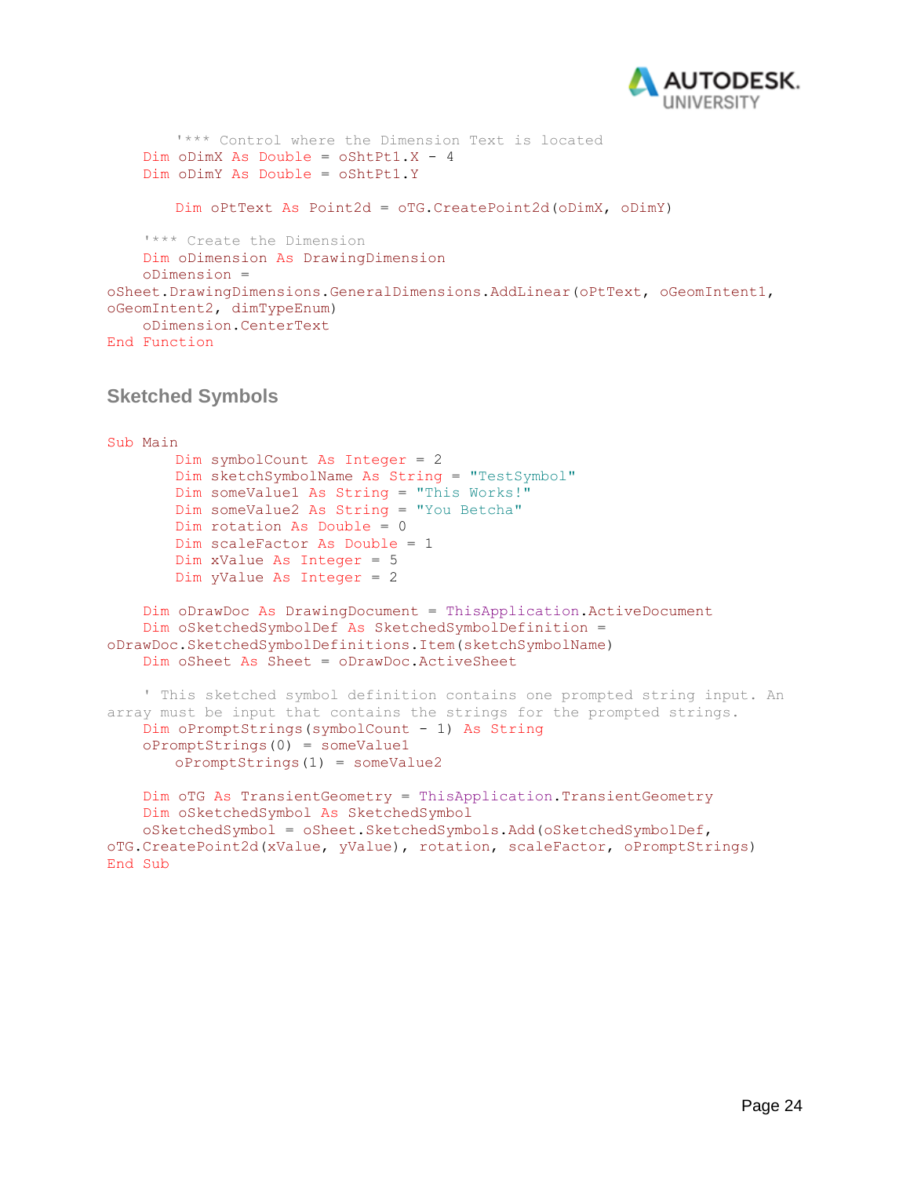```
        '*** Control where the Dimension Text is located
    Dim oDimX As Double = oShtPt1.X - 4
    Dim oDimY As Double = oShtPt1.Y

        Dim oPtText As Point2d = oTG.CreatePoint2d(oDimX, oDimY)

    '*** Create the Dimension
    Dim oDimension As DrawingDimension
    oDimension =
oSheet.DrawingDimensions.GeneralDimensions.AddLinear(oPtText, oGeomIntent1,
oGeomIntent2, dimTypeEnum)
    oDimension.CenterText
End Function
```

## Sketched Symbols

```
Sub Main
        Dim symbolCount As Integer = 2
        Dim sketchSymbolName As String = "TestSymbol"
        Dim someValue1 As String = "This Works!"
        Dim someValue2 As String = "You Betcha"
        Dim rotation As Double = 0
        Dim scaleFactor As Double = 1
        Dim xValue As Integer = 5
        Dim yValue As Integer = 2

    Dim oDrawDoc As DrawingDocument = ThisApplication.ActiveDocument
    Dim oSketchedSymbolDef As SketchedSymbolDefinition =
oDrawDoc.SketchedSymbolDefinitions.Item(sketchSymbolName)
    Dim oSheet As Sheet = oDrawDoc.ActiveSheet

    ' This sketched symbol definition contains one prompted string input. An
array must be input that contains the strings for the prompted strings.
    Dim oPromptStrings(symbolCount - 1) As String
    oPromptStrings(0) = someValue1
        oPromptStrings(1) = someValue2

    Dim oTG As TransientGeometry = ThisApplication.TransientGeometry
    Dim oSketchedSymbol As SketchedSymbol
    oSketchedSymbol = oSheet.SketchedSymbols.Add(oSketchedSymbolDef,
oTG.CreatePoint2d(xValue, yValue), rotation, scaleFactor, oPromptStrings)
End Sub
```